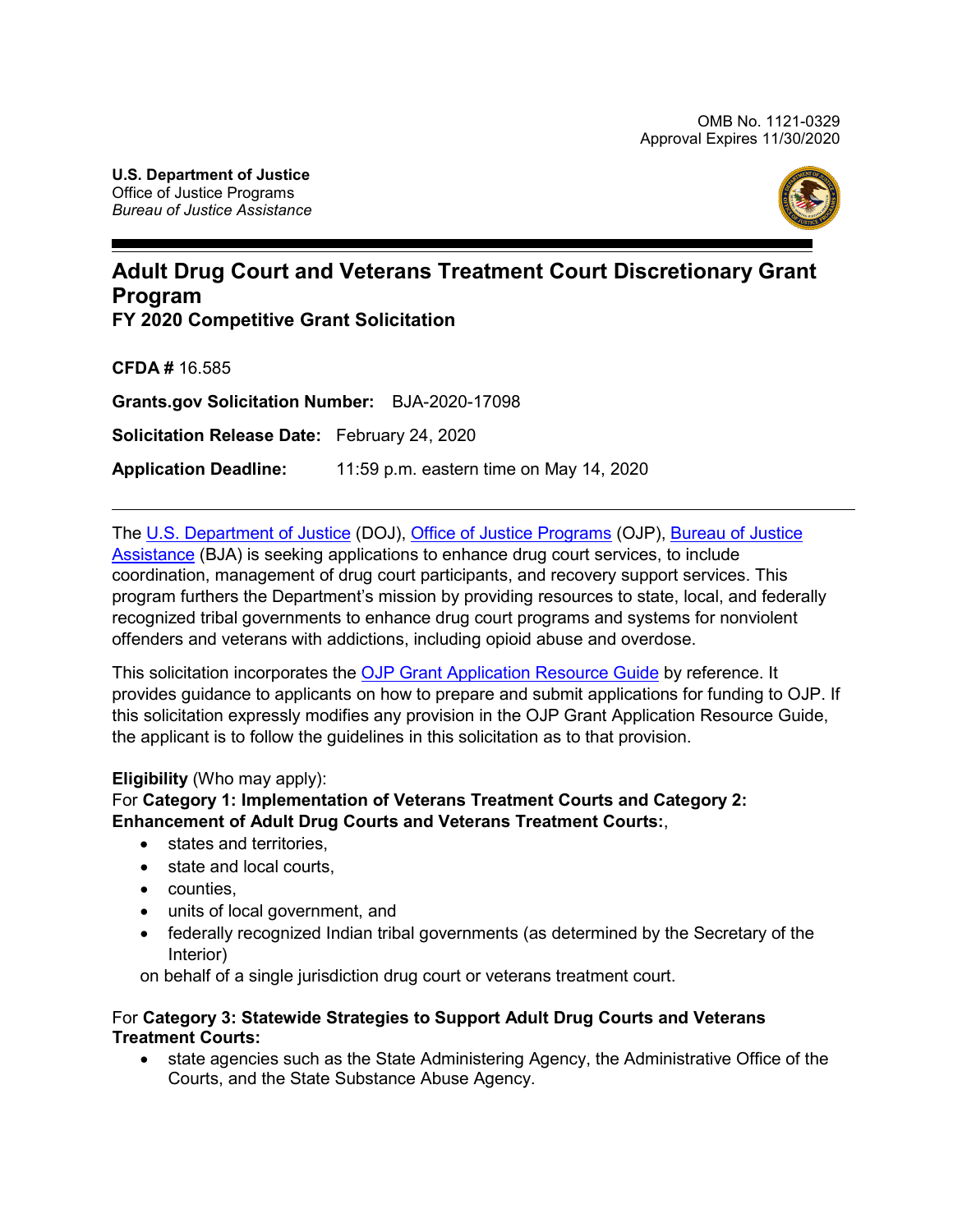OMB No. 1121-0329
Approval Expires 11/30/2020

**U.S. Department of Justice**
Office of Justice Programs
*Bureau of Justice Assistance*

# Adult Drug Court and Veterans Treatment Court Discretionary Grant Program

## FY 2020 Competitive Grant Solicitation

**CFDA #** 16.585

**Grants.gov Solicitation Number:** BJA-2020-17098

**Solicitation Release Date:** February 24, 2020

**Application Deadline:** 11:59 p.m. eastern time on May 14, 2020

---

The U.S. Department of Justice (DOJ), Office of Justice Programs (OJP), Bureau of Justice Assistance (BJA) is seeking applications to enhance drug court services, to include coordination, management of drug court participants, and recovery support services. This program furthers the Department's mission by providing resources to state, local, and federally recognized tribal governments to enhance drug court programs and systems for nonviolent offenders and veterans with addictions, including opioid abuse and overdose.

This solicitation incorporates the OJP Grant Application Resource Guide by reference. It provides guidance to applicants on how to prepare and submit applications for funding to OJP. If this solicitation expressly modifies any provision in the OJP Grant Application Resource Guide, the applicant is to follow the guidelines in this solicitation as to that provision.

**Eligibility** (Who may apply):
For **Category 1: Implementation of Veterans Treatment Courts and Category 2: Enhancement of Adult Drug Courts and Veterans Treatment Courts:**,

- states and territories,
- state and local courts,
- counties,
- units of local government, and
- federally recognized Indian tribal governments (as determined by the Secretary of the Interior)

on behalf of a single jurisdiction drug court or veterans treatment court.

For **Category 3: Statewide Strategies to Support Adult Drug Courts and Veterans Treatment Courts:**

- state agencies such as the State Administering Agency, the Administrative Office of the Courts, and the State Substance Abuse Agency.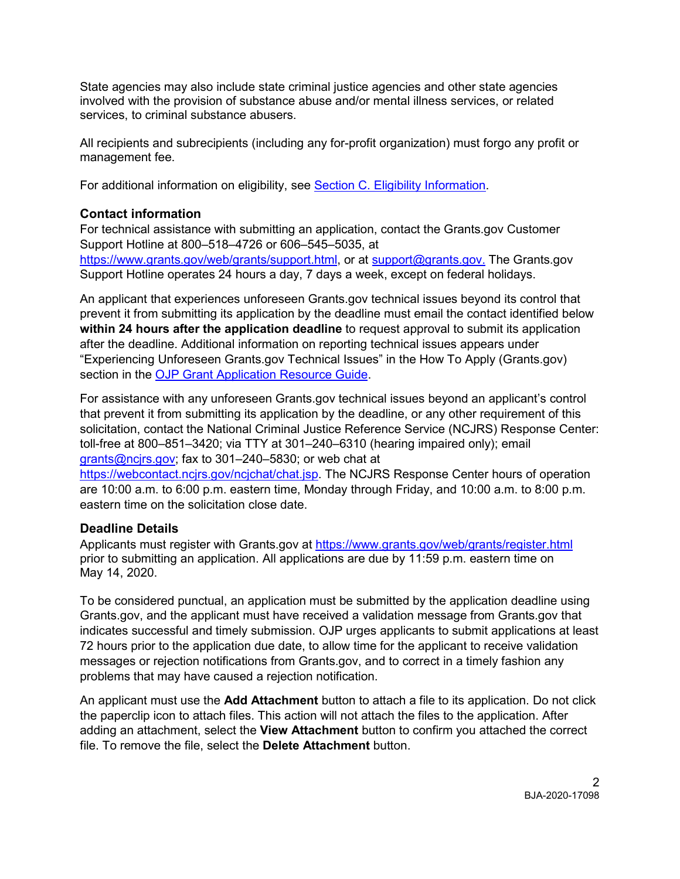State agencies may also include state criminal justice agencies and other state agencies involved with the provision of substance abuse and/or mental illness services, or related services, to criminal substance abusers.

All recipients and subrecipients (including any for-profit organization) must forgo any profit or management fee.

For additional information on eligibility, see [Section C. Eligibility Information](#).

### Contact information

For technical assistance with submitting an application, contact the Grants.gov Customer Support Hotline at 800–518–4726 or 606–545–5035, at [https://www.grants.gov/web/grants/support.html](https://www.grants.gov/web/grants/support.html), or at [support@grants.gov.](mailto:support@grants.gov) The Grants.gov Support Hotline operates 24 hours a day, 7 days a week, except on federal holidays.

An applicant that experiences unforeseen Grants.gov technical issues beyond its control that prevent it from submitting its application by the deadline must email the contact identified below **within 24 hours after the application deadline** to request approval to submit its application after the deadline. Additional information on reporting technical issues appears under "Experiencing Unforeseen Grants.gov Technical Issues" in the How To Apply (Grants.gov) section in the [OJP Grant Application Resource Guide](#).

For assistance with any unforeseen Grants.gov technical issues beyond an applicant's control that prevent it from submitting its application by the deadline, or any other requirement of this solicitation, contact the National Criminal Justice Reference Service (NCJRS) Response Center: toll-free at 800–851–3420; via TTY at 301–240–6310 (hearing impaired only); email [grants@ncjrs.gov](mailto:grants@ncjrs.gov); fax to 301–240–5830; or web chat at [https://webcontact.ncjrs.gov/ncjchat/chat.jsp](https://webcontact.ncjrs.gov/ncjchat/chat.jsp). The NCJRS Response Center hours of operation are 10:00 a.m. to 6:00 p.m. eastern time, Monday through Friday, and 10:00 a.m. to 8:00 p.m. eastern time on the solicitation close date.

### Deadline Details

Applicants must register with Grants.gov at [https://www.grants.gov/web/grants/register.html](https://www.grants.gov/web/grants/register.html) prior to submitting an application. All applications are due by 11:59 p.m. eastern time on May 14, 2020.

To be considered punctual, an application must be submitted by the application deadline using Grants.gov, and the applicant must have received a validation message from Grants.gov that indicates successful and timely submission. OJP urges applicants to submit applications at least 72 hours prior to the application due date, to allow time for the applicant to receive validation messages or rejection notifications from Grants.gov, and to correct in a timely fashion any problems that may have caused a rejection notification.

An applicant must use the **Add Attachment** button to attach a file to its application. Do not click the paperclip icon to attach files. This action will not attach the files to the application. After adding an attachment, select the **View Attachment** button to confirm you attached the correct file. To remove the file, select the **Delete Attachment** button.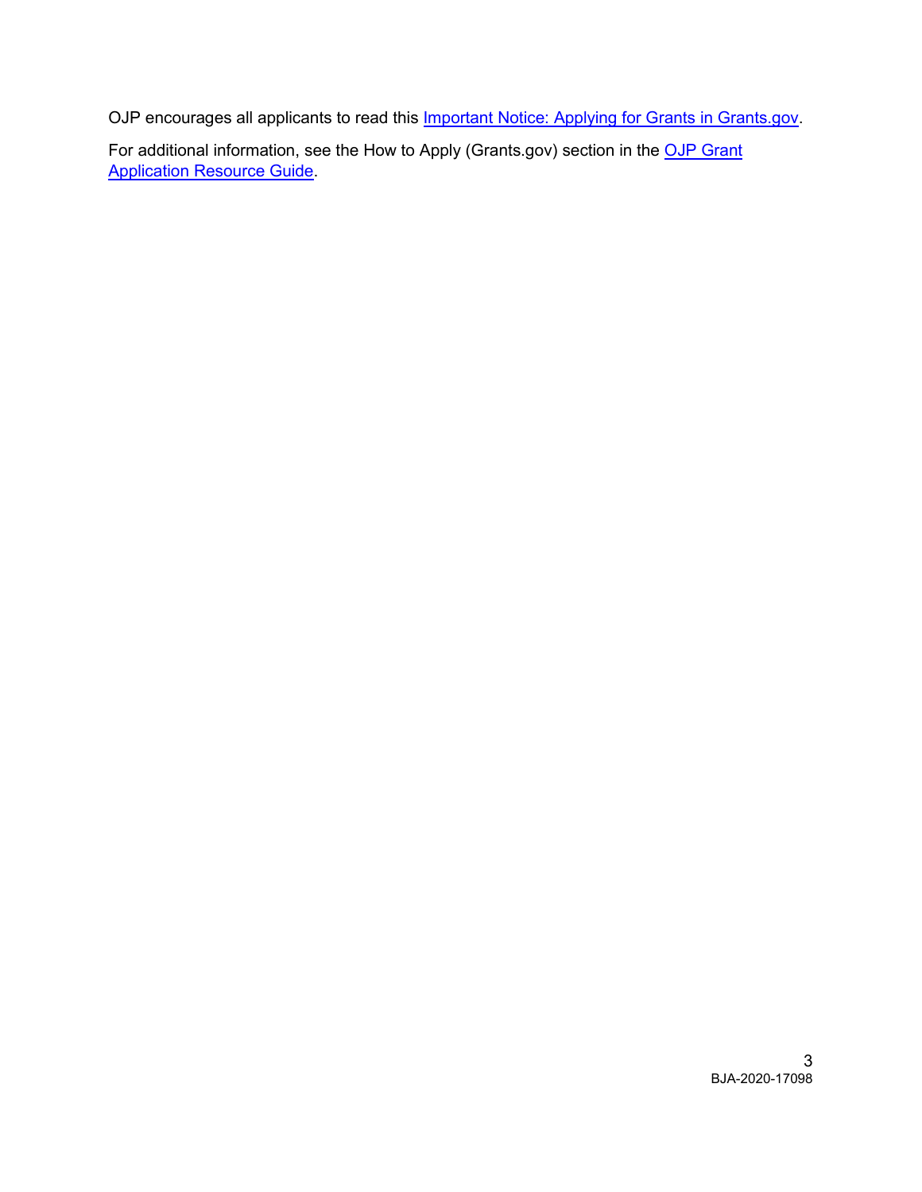OJP encourages all applicants to read this Important Notice: Applying for Grants in Grants.gov.

For additional information, see the How to Apply (Grants.gov) section in the OJP Grant Application Resource Guide.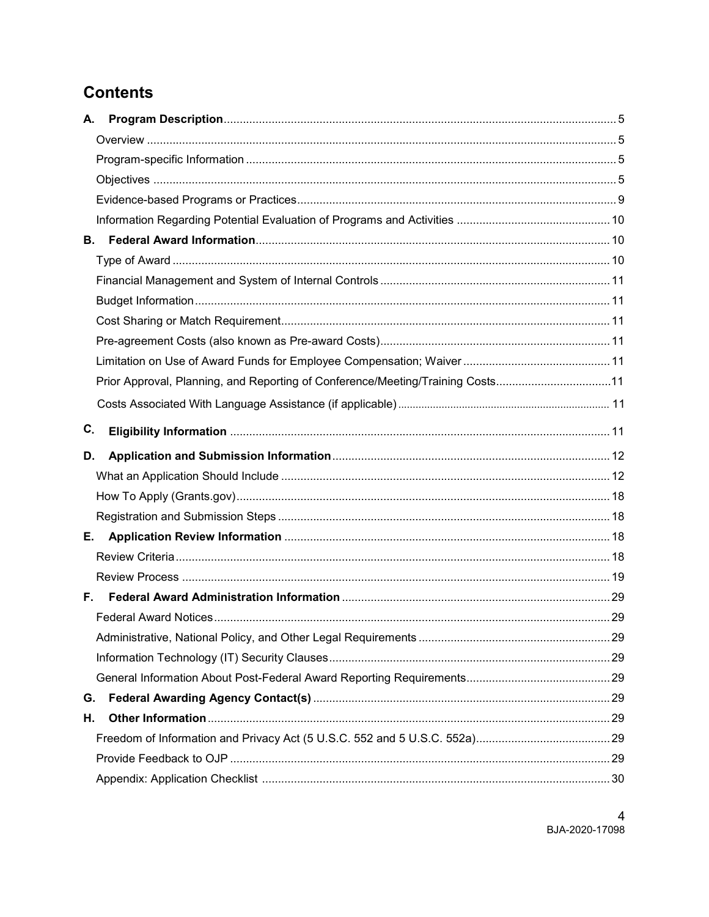# Contents

**A. Program Description** ........ 5
- Overview ........ 5
- Program-specific Information ........ 5
- Objectives ........ 5
- Evidence-based Programs or Practices ........ 9
- Information Regarding Potential Evaluation of Programs and Activities ........ 10

**B. Federal Award Information** ........ 10
- Type of Award ........ 10
- Financial Management and System of Internal Controls ........ 11
- Budget Information ........ 11
- Cost Sharing or Match Requirement ........ 11
- Pre-agreement Costs (also known as Pre-award Costs) ........ 11
- Limitation on Use of Award Funds for Employee Compensation; Waiver ........ 11
- Prior Approval, Planning, and Reporting of Conference/Meeting/Training Costs ........ 11
- Costs Associated With Language Assistance (if applicable) ........ 11

**C. Eligibility Information** ........ 11

**D. Application and Submission Information** ........ 12
- What an Application Should Include ........ 12
- How To Apply (Grants.gov) ........ 18
- Registration and Submission Steps ........ 18

**E. Application Review Information** ........ 18
- Review Criteria ........ 18
- Review Process ........ 19

**F. Federal Award Administration Information** ........ 29
- Federal Award Notices ........ 29
- Administrative, National Policy, and Other Legal Requirements ........ 29
- Information Technology (IT) Security Clauses ........ 29
- General Information About Post-Federal Award Reporting Requirements ........ 29

**G. Federal Awarding Agency Contact(s)** ........ 29

**H. Other Information** ........ 29
- Freedom of Information and Privacy Act (5 U.S.C. 552 and 5 U.S.C. 552a) ........ 29
- Provide Feedback to OJP ........ 29
- Appendix: Application Checklist ........ 30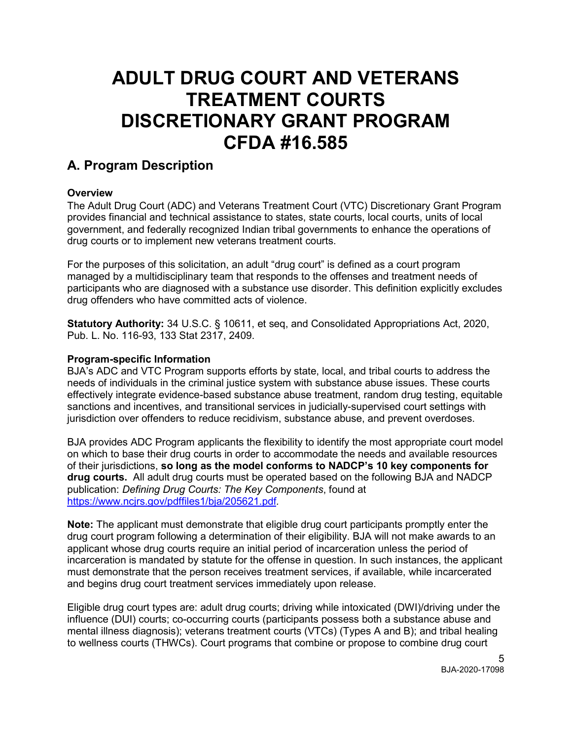# ADULT DRUG COURT AND VETERANS TREATMENT COURTS DISCRETIONARY GRANT PROGRAM CFDA #16.585

## A. Program Description

### Overview

The Adult Drug Court (ADC) and Veterans Treatment Court (VTC) Discretionary Grant Program provides financial and technical assistance to states, state courts, local courts, units of local government, and federally recognized Indian tribal governments to enhance the operations of drug courts or to implement new veterans treatment courts.

For the purposes of this solicitation, an adult "drug court" is defined as a court program managed by a multidisciplinary team that responds to the offenses and treatment needs of participants who are diagnosed with a substance use disorder. This definition explicitly excludes drug offenders who have committed acts of violence.

**Statutory Authority:** 34 U.S.C. § 10611, et seq, and Consolidated Appropriations Act, 2020, Pub. L. No. 116-93, 133 Stat 2317, 2409.

### Program-specific Information

BJA's ADC and VTC Program supports efforts by state, local, and tribal courts to address the needs of individuals in the criminal justice system with substance abuse issues. These courts effectively integrate evidence-based substance abuse treatment, random drug testing, equitable sanctions and incentives, and transitional services in judicially-supervised court settings with jurisdiction over offenders to reduce recidivism, substance abuse, and prevent overdoses.

BJA provides ADC Program applicants the flexibility to identify the most appropriate court model on which to base their drug courts in order to accommodate the needs and available resources of their jurisdictions, **so long as the model conforms to NADCP's 10 key components for drug courts.** All adult drug courts must be operated based on the following BJA and NADCP publication: *Defining Drug Courts: The Key Components*, found at [https://www.ncjrs.gov/pdffiles1/bja/205621.pdf](https://www.ncjrs.gov/pdffiles1/bja/205621.pdf).

**Note:** The applicant must demonstrate that eligible drug court participants promptly enter the drug court program following a determination of their eligibility. BJA will not make awards to an applicant whose drug courts require an initial period of incarceration unless the period of incarceration is mandated by statute for the offense in question. In such instances, the applicant must demonstrate that the person receives treatment services, if available, while incarcerated and begins drug court treatment services immediately upon release.

Eligible drug court types are: adult drug courts; driving while intoxicated (DWI)/driving under the influence (DUI) courts; co-occurring courts (participants possess both a substance abuse and mental illness diagnosis); veterans treatment courts (VTCs) (Types A and B); and tribal healing to wellness courts (THWCs). Court programs that combine or propose to combine drug court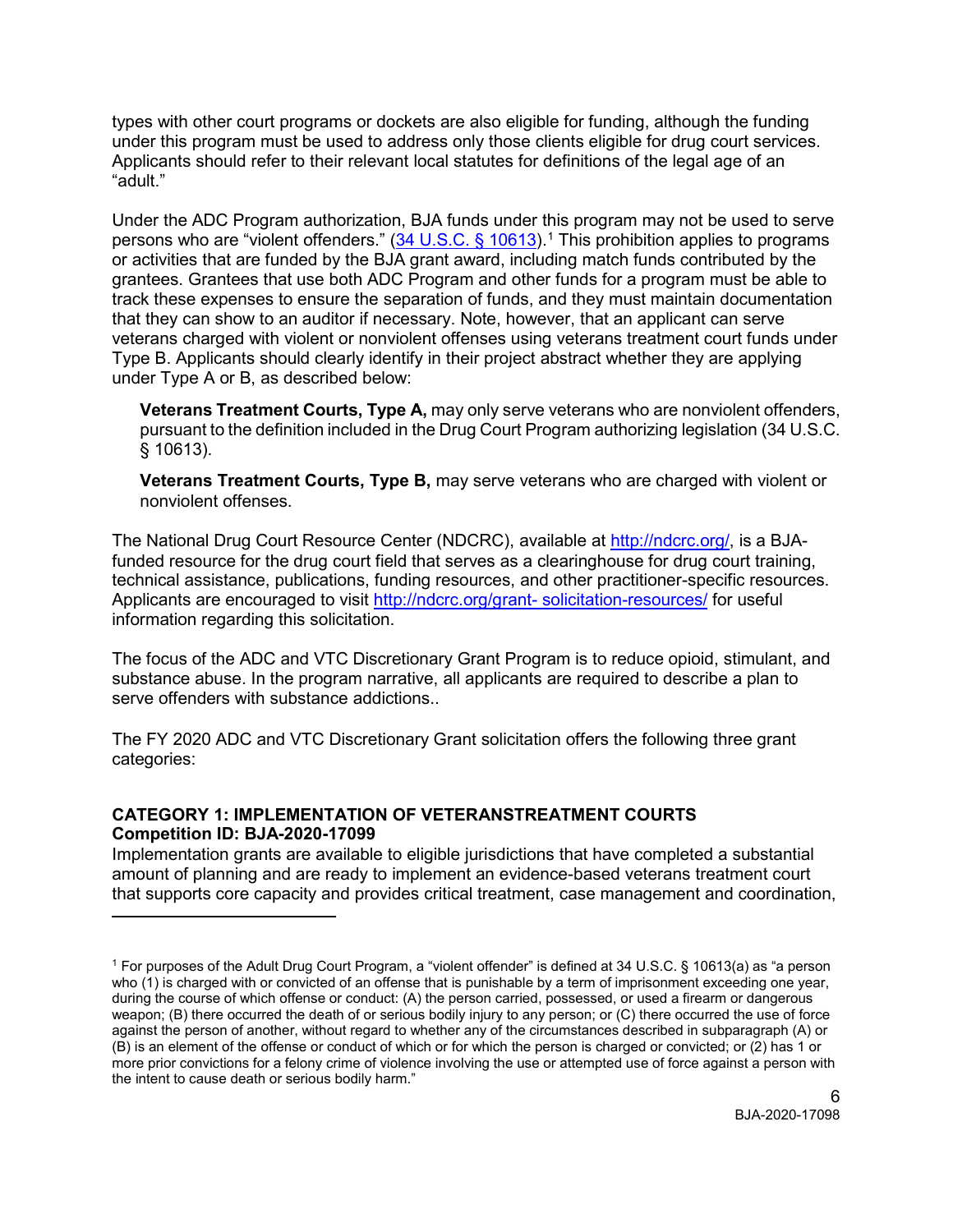types with other court programs or dockets are also eligible for funding, although the funding under this program must be used to address only those clients eligible for drug court services. Applicants should refer to their relevant local statutes for definitions of the legal age of an "adult."

Under the ADC Program authorization, BJA funds under this program may not be used to serve persons who are "violent offenders." ([34 U.S.C. § 10613](34 U.S.C. § 10613)).[1] This prohibition applies to programs or activities that are funded by the BJA grant award, including match funds contributed by the grantees. Grantees that use both ADC Program and other funds for a program must be able to track these expenses to ensure the separation of funds, and they must maintain documentation that they can show to an auditor if necessary. Note, however, that an applicant can serve veterans charged with violent or nonviolent offenses using veterans treatment court funds under Type B. Applicants should clearly identify in their project abstract whether they are applying under Type A or B, as described below:

> **Veterans Treatment Courts, Type A,** may only serve veterans who are nonviolent offenders, pursuant to the definition included in the Drug Court Program authorizing legislation (34 U.S.C. § 10613).
>
> **Veterans Treatment Courts, Type B,** may serve veterans who are charged with violent or nonviolent offenses.

The National Drug Court Resource Center (NDCRC), available at [http://ndcrc.org/](http://ndcrc.org/), is a BJA-funded resource for the drug court field that serves as a clearinghouse for drug court training, technical assistance, publications, funding resources, and other practitioner-specific resources. Applicants are encouraged to visit [http://ndcrc.org/grant- solicitation-resources/](http://ndcrc.org/grant-solicitation-resources/) for useful information regarding this solicitation.

The focus of the ADC and VTC Discretionary Grant Program is to reduce opioid, stimulant, and substance abuse. In the program narrative, all applicants are required to describe a plan to serve offenders with substance addictions..

The FY 2020 ADC and VTC Discretionary Grant solicitation offers the following three grant categories:

### CATEGORY 1: IMPLEMENTATION OF VETERANSTREATMENT COURTS
**Competition ID: BJA-2020-17099**

Implementation grants are available to eligible jurisdictions that have completed a substantial amount of planning and are ready to implement an evidence-based veterans treatment court that supports core capacity and provides critical treatment, case management and coordination,

---

[1] For purposes of the Adult Drug Court Program, a "violent offender" is defined at 34 U.S.C. § 10613(a) as "a person who (1) is charged with or convicted of an offense that is punishable by a term of imprisonment exceeding one year, during the course of which offense or conduct: (A) the person carried, possessed, or used a firearm or dangerous weapon; (B) there occurred the death of or serious bodily injury to any person; or (C) there occurred the use of force against the person of another, without regard to whether any of the circumstances described in subparagraph (A) or (B) is an element of the offense or conduct of which or for which the person is charged or convicted; or (2) has 1 or more prior convictions for a felony crime of violence involving the use or attempted use of force against a person with the intent to cause death or serious bodily harm."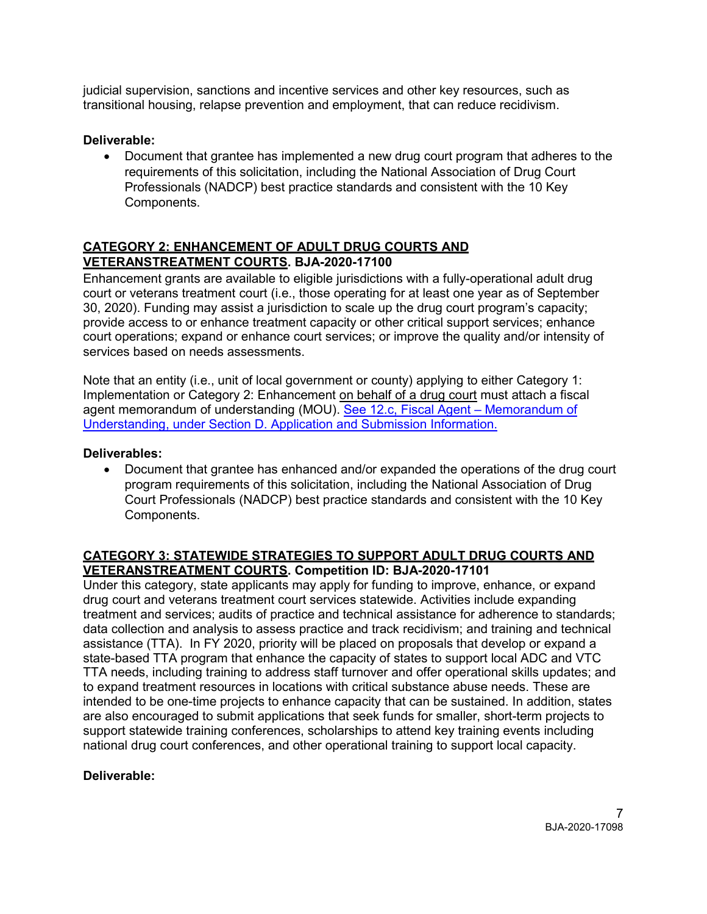judicial supervision, sanctions and incentive services and other key resources, such as transitional housing, relapse prevention and employment, that can reduce recidivism.

**Deliverable:**

- Document that grantee has implemented a new drug court program that adheres to the requirements of this solicitation, including the National Association of Drug Court Professionals (NADCP) best practice standards and consistent with the 10 Key Components.

### CATEGORY 2: ENHANCEMENT OF ADULT DRUG COURTS AND VETERANSTREATMENT COURTS. BJA-2020-17100

Enhancement grants are available to eligible jurisdictions with a fully-operational adult drug court or veterans treatment court (i.e., those operating for at least one year as of September 30, 2020). Funding may assist a jurisdiction to scale up the drug court program's capacity; provide access to or enhance treatment capacity or other critical support services; enhance court operations; expand or enhance court services; or improve the quality and/or intensity of services based on needs assessments.

Note that an entity (i.e., unit of local government or county) applying to either Category 1: Implementation or Category 2: Enhancement on behalf of a drug court must attach a fiscal agent memorandum of understanding (MOU). See 12.c, Fiscal Agent – Memorandum of Understanding, under Section D. Application and Submission Information.

**Deliverables:**

- Document that grantee has enhanced and/or expanded the operations of the drug court program requirements of this solicitation, including the National Association of Drug Court Professionals (NADCP) best practice standards and consistent with the 10 Key Components.

### CATEGORY 3: STATEWIDE STRATEGIES TO SUPPORT ADULT DRUG COURTS AND VETERANSTREATMENT COURTS. Competition ID: BJA-2020-17101

Under this category, state applicants may apply for funding to improve, enhance, or expand drug court and veterans treatment court services statewide. Activities include expanding treatment and services; audits of practice and technical assistance for adherence to standards; data collection and analysis to assess practice and track recidivism; and training and technical assistance (TTA). In FY 2020, priority will be placed on proposals that develop or expand a state-based TTA program that enhance the capacity of states to support local ADC and VTC TTA needs, including training to address staff turnover and offer operational skills updates; and to expand treatment resources in locations with critical substance abuse needs. These are intended to be one-time projects to enhance capacity that can be sustained. In addition, states are also encouraged to submit applications that seek funds for smaller, short-term projects to support statewide training conferences, scholarships to attend key training events including national drug court conferences, and other operational training to support local capacity.

**Deliverable:**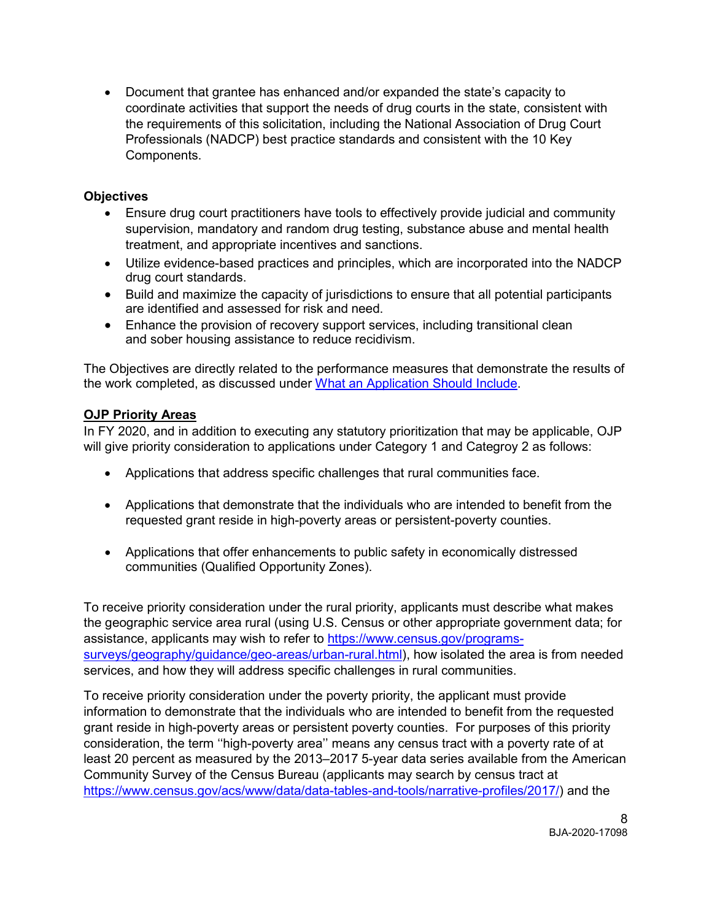- Document that grantee has enhanced and/or expanded the state's capacity to coordinate activities that support the needs of drug courts in the state, consistent with the requirements of this solicitation, including the National Association of Drug Court Professionals (NADCP) best practice standards and consistent with the 10 Key Components.

**Objectives**

- Ensure drug court practitioners have tools to effectively provide judicial and community supervision, mandatory and random drug testing, substance abuse and mental health treatment, and appropriate incentives and sanctions.
- Utilize evidence-based practices and principles, which are incorporated into the NADCP drug court standards.
- Build and maximize the capacity of jurisdictions to ensure that all potential participants are identified and assessed for risk and need.
- Enhance the provision of recovery support services, including transitional clean and sober housing assistance to reduce recidivism.

The Objectives are directly related to the performance measures that demonstrate the results of the work completed, as discussed under [What an Application Should Include](#).

**OJP Priority Areas**

In FY 2020, and in addition to executing any statutory prioritization that may be applicable, OJP will give priority consideration to applications under Category 1 and Categroy 2 as follows:

- Applications that address specific challenges that rural communities face.
- Applications that demonstrate that the individuals who are intended to benefit from the requested grant reside in high-poverty areas or persistent-poverty counties.
- Applications that offer enhancements to public safety in economically distressed communities (Qualified Opportunity Zones).

To receive priority consideration under the rural priority, applicants must describe what makes the geographic service area rural (using U.S. Census or other appropriate government data; for assistance, applicants may wish to refer to [https://www.census.gov/programs-surveys/geography/guidance/geo-areas/urban-rural.html](https://www.census.gov/programs-surveys/geography/guidance/geo-areas/urban-rural.html)), how isolated the area is from needed services, and how they will address specific challenges in rural communities.

To receive priority consideration under the poverty priority, the applicant must provide information to demonstrate that the individuals who are intended to benefit from the requested grant reside in high-poverty areas or persistent poverty counties. For purposes of this priority consideration, the term ''high-poverty area'' means any census tract with a poverty rate of at least 20 percent as measured by the 2013–2017 5-year data series available from the American Community Survey of the Census Bureau (applicants may search by census tract at [https://www.census.gov/acs/www/data/data-tables-and-tools/narrative-profiles/2017/](https://www.census.gov/acs/www/data/data-tables-and-tools/narrative-profiles/2017/)) and the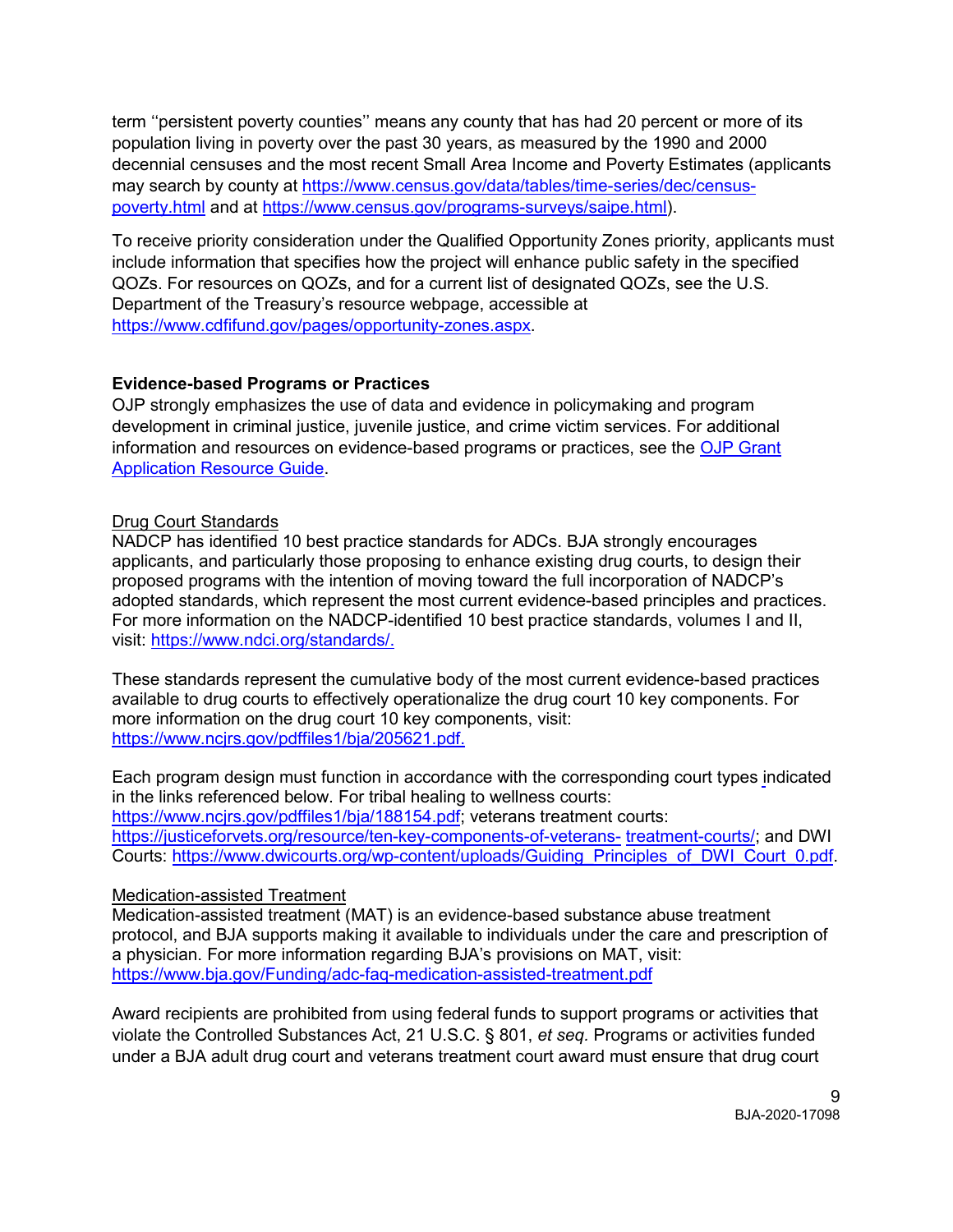term ''persistent poverty counties'' means any county that has had 20 percent or more of its population living in poverty over the past 30 years, as measured by the 1990 and 2000 decennial censuses and the most recent Small Area Income and Poverty Estimates (applicants may search by county at [https://www.census.gov/data/tables/time-series/dec/census-poverty.html](https://www.census.gov/data/tables/time-series/dec/census-poverty.html) and at [https://www.census.gov/programs-surveys/saipe.html](https://www.census.gov/programs-surveys/saipe.html)).

To receive priority consideration under the Qualified Opportunity Zones priority, applicants must include information that specifies how the project will enhance public safety in the specified QOZs. For resources on QOZs, and for a current list of designated QOZs, see the U.S. Department of the Treasury's resource webpage, accessible at [https://www.cdfifund.gov/pages/opportunity-zones.aspx](https://www.cdfifund.gov/pages/opportunity-zones.aspx).

**Evidence-based Programs or Practices**

OJP strongly emphasizes the use of data and evidence in policymaking and program development in criminal justice, juvenile justice, and crime victim services. For additional information and resources on evidence-based programs or practices, see the OJP Grant Application Resource Guide.

Drug Court Standards

NADCP has identified 10 best practice standards for ADCs. BJA strongly encourages applicants, and particularly those proposing to enhance existing drug courts, to design their proposed programs with the intention of moving toward the full incorporation of NADCP's adopted standards, which represent the most current evidence-based principles and practices. For more information on the NADCP-identified 10 best practice standards, volumes I and II, visit: [https://www.ndci.org/standards/.](https://www.ndci.org/standards/)

These standards represent the cumulative body of the most current evidence-based practices available to drug courts to effectively operationalize the drug court 10 key components. For more information on the drug court 10 key components, visit: [https://www.ncjrs.gov/pdffiles1/bja/205621.pdf.](https://www.ncjrs.gov/pdffiles1/bja/205621.pdf)

Each program design must function in accordance with the corresponding court types indicated in the links referenced below. For tribal healing to wellness courts: [https://www.ncjrs.gov/pdffiles1/bja/188154.pdf](https://www.ncjrs.gov/pdffiles1/bja/188154.pdf); veterans treatment courts: [https://justiceforvets.org/resource/ten-key-components-of-veterans- treatment-courts/](https://justiceforvets.org/resource/ten-key-components-of-veterans-treatment-courts/); and DWI Courts: [https://www.dwicourts.org/wp-content/uploads/Guiding_Principles_of_DWI_Court_0.pdf](https://www.dwicourts.org/wp-content/uploads/Guiding_Principles_of_DWI_Court_0.pdf).

Medication-assisted Treatment

Medication-assisted treatment (MAT) is an evidence-based substance abuse treatment protocol, and BJA supports making it available to individuals under the care and prescription of a physician. For more information regarding BJA's provisions on MAT, visit: [https://www.bja.gov/Funding/adc-faq-medication-assisted-treatment.pdf](https://www.bja.gov/Funding/adc-faq-medication-assisted-treatment.pdf)

Award recipients are prohibited from using federal funds to support programs or activities that violate the Controlled Substances Act, 21 U.S.C. § 801, *et seq.* Programs or activities funded under a BJA adult drug court and veterans treatment court award must ensure that drug court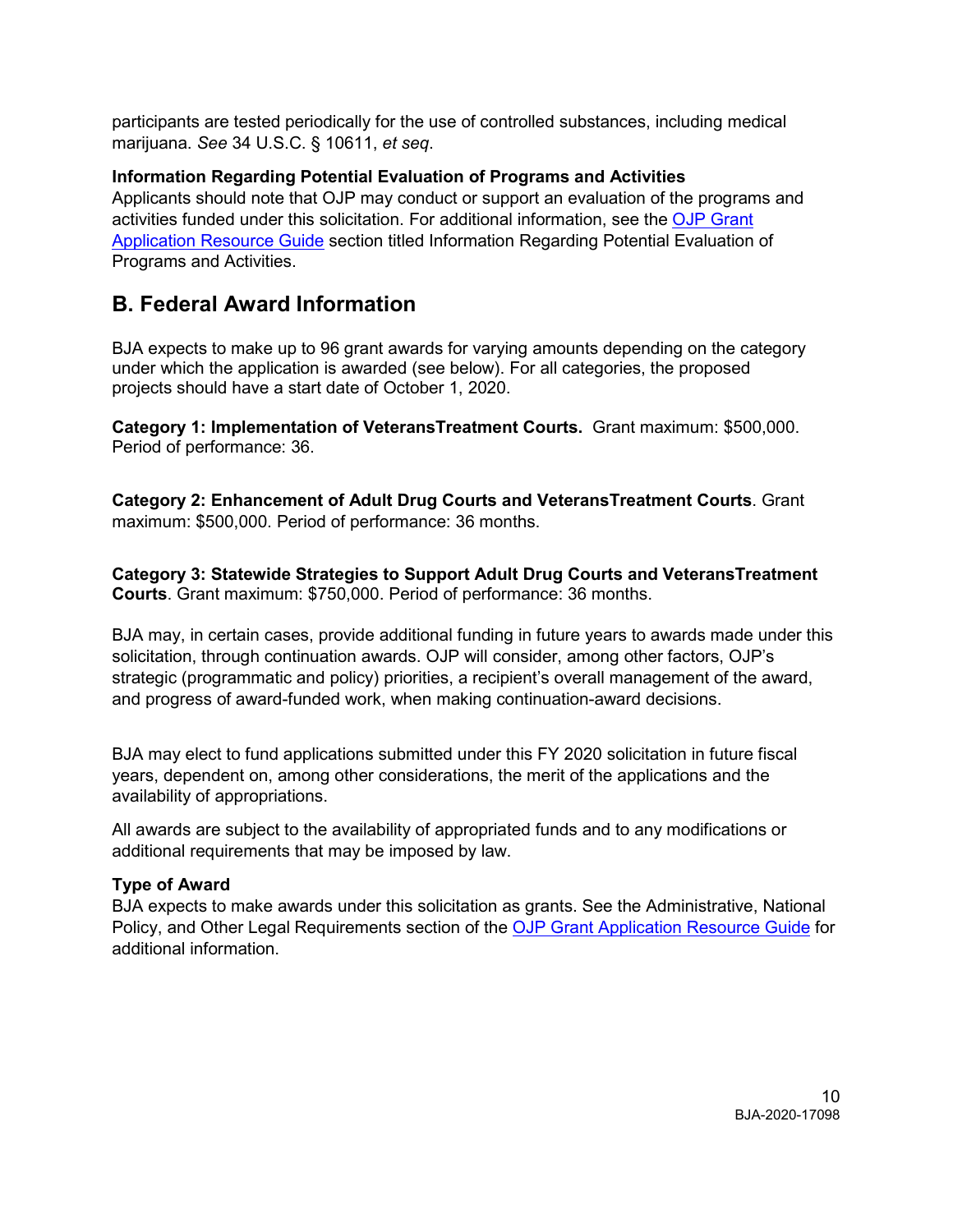participants are tested periodically for the use of controlled substances, including medical marijuana. *See* 34 U.S.C. § 10611, *et seq*.

**Information Regarding Potential Evaluation of Programs and Activities**
Applicants should note that OJP may conduct or support an evaluation of the programs and activities funded under this solicitation. For additional information, see the [OJP Grant Application Resource Guide]() section titled Information Regarding Potential Evaluation of Programs and Activities.

## B. Federal Award Information

BJA expects to make up to 96 grant awards for varying amounts depending on the category under which the application is awarded (see below). For all categories, the proposed projects should have a start date of October 1, 2020.

**Category 1: Implementation of VeteransTreatment Courts.** Grant maximum: $500,000. Period of performance: 36.

**Category 2: Enhancement of Adult Drug Courts and VeteransTreatment Courts**. Grant maximum: $500,000. Period of performance: 36 months.

**Category 3: Statewide Strategies to Support Adult Drug Courts and VeteransTreatment Courts**. Grant maximum: $750,000. Period of performance: 36 months.

BJA may, in certain cases, provide additional funding in future years to awards made under this solicitation, through continuation awards. OJP will consider, among other factors, OJP's strategic (programmatic and policy) priorities, a recipient's overall management of the award, and progress of award-funded work, when making continuation-award decisions.

BJA may elect to fund applications submitted under this FY 2020 solicitation in future fiscal years, dependent on, among other considerations, the merit of the applications and the availability of appropriations.

All awards are subject to the availability of appropriated funds and to any modifications or additional requirements that may be imposed by law.

**Type of Award**
BJA expects to make awards under this solicitation as grants. See the Administrative, National Policy, and Other Legal Requirements section of the [OJP Grant Application Resource Guide]() for additional information.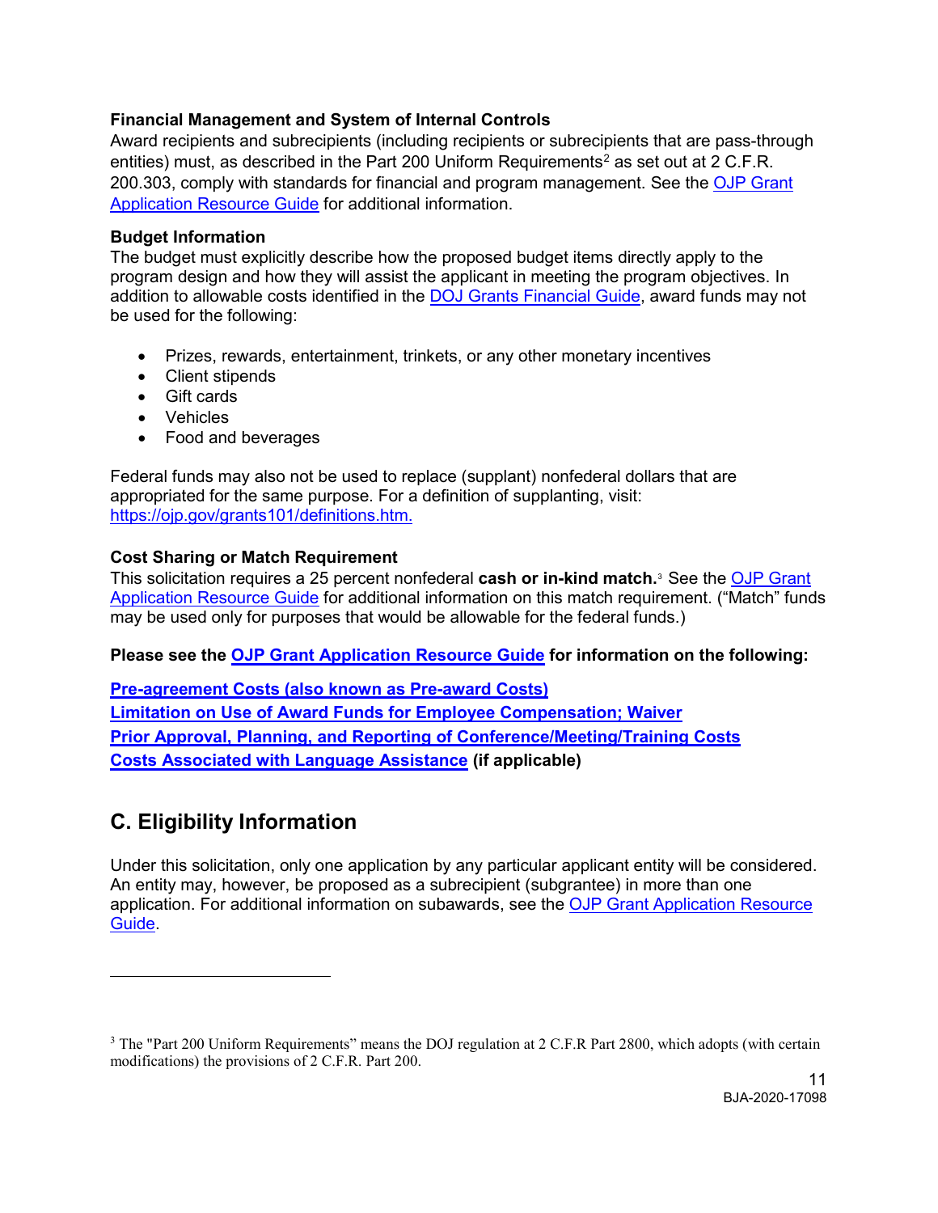**Financial Management and System of Internal Controls**
Award recipients and subrecipients (including recipients or subrecipients that are pass-through entities) must, as described in the Part 200 Uniform Requirements[2] as set out at 2 C.F.R. 200.303, comply with standards for financial and program management. See the OJP Grant Application Resource Guide for additional information.

**Budget Information**
The budget must explicitly describe how the proposed budget items directly apply to the program design and how they will assist the applicant in meeting the program objectives. In addition to allowable costs identified in the DOJ Grants Financial Guide, award funds may not be used for the following:

- Prizes, rewards, entertainment, trinkets, or any other monetary incentives
- Client stipends
- Gift cards
- Vehicles
- Food and beverages

Federal funds may also not be used to replace (supplant) nonfederal dollars that are appropriated for the same purpose. For a definition of supplanting, visit: https://ojp.gov/grants101/definitions.htm.

**Cost Sharing or Match Requirement**
This solicitation requires a 25 percent nonfederal **cash or in-kind match.**[3] See the OJP Grant Application Resource Guide for additional information on this match requirement. ("Match" funds may be used only for purposes that would be allowable for the federal funds.)

**Please see the OJP Grant Application Resource Guide for information on the following:**

**Pre-agreement Costs (also known as Pre-award Costs)**
**Limitation on Use of Award Funds for Employee Compensation; Waiver**
**Prior Approval, Planning, and Reporting of Conference/Meeting/Training Costs**
**Costs Associated with Language Assistance (if applicable)**

## C. Eligibility Information

Under this solicitation, only one application by any particular applicant entity will be considered. An entity may, however, be proposed as a subrecipient (subgrantee) in more than one application. For additional information on subawards, see the OJP Grant Application Resource Guide.

---

[3] The "Part 200 Uniform Requirements" means the DOJ regulation at 2 C.F.R Part 2800, which adopts (with certain modifications) the provisions of 2 C.F.R. Part 200.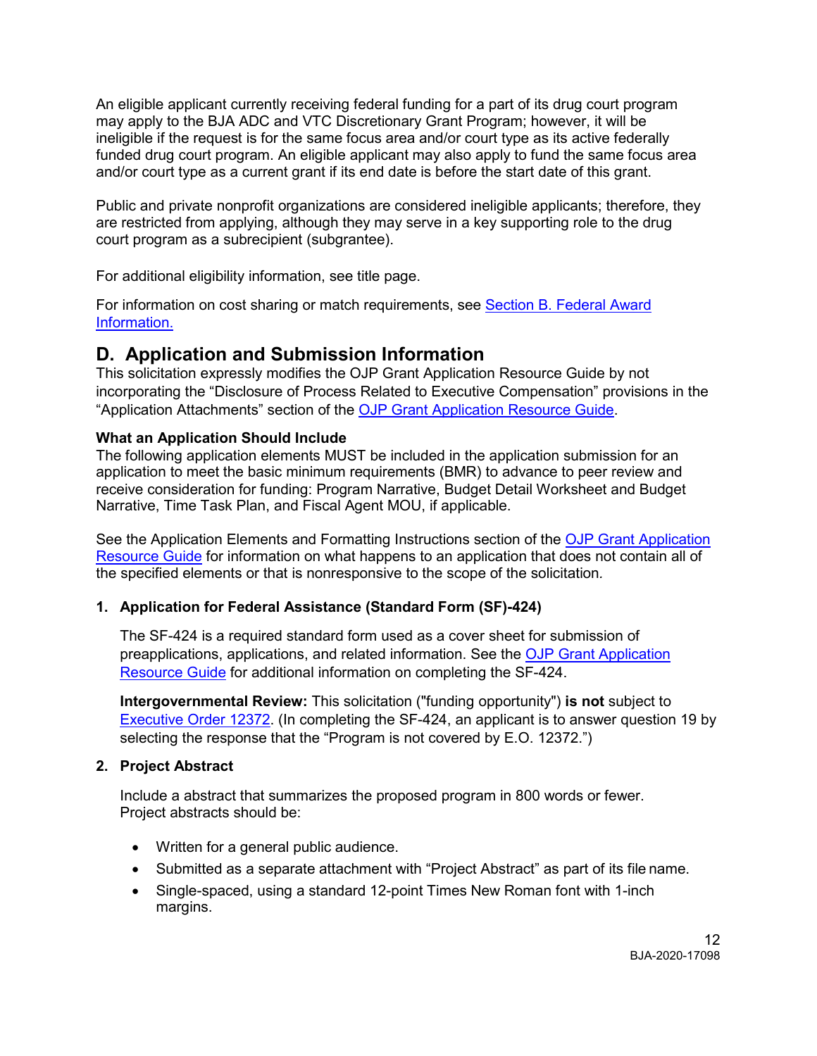An eligible applicant currently receiving federal funding for a part of its drug court program may apply to the BJA ADC and VTC Discretionary Grant Program; however, it will be ineligible if the request is for the same focus area and/or court type as its active federally funded drug court program. An eligible applicant may also apply to fund the same focus area and/or court type as a current grant if its end date is before the start date of this grant.

Public and private nonprofit organizations are considered ineligible applicants; therefore, they are restricted from applying, although they may serve in a key supporting role to the drug court program as a subrecipient (subgrantee).

For additional eligibility information, see title page.

For information on cost sharing or match requirements, see [Section B. Federal Award Information.]()

## D. Application and Submission Information

This solicitation expressly modifies the OJP Grant Application Resource Guide by not incorporating the "Disclosure of Process Related to Executive Compensation" provisions in the "Application Attachments" section of the [OJP Grant Application Resource Guide]().

**What an Application Should Include**

The following application elements MUST be included in the application submission for an application to meet the basic minimum requirements (BMR) to advance to peer review and receive consideration for funding: Program Narrative, Budget Detail Worksheet and Budget Narrative, Time Task Plan, and Fiscal Agent MOU, if applicable.

See the Application Elements and Formatting Instructions section of the [OJP Grant Application Resource Guide]() for information on what happens to an application that does not contain all of the specified elements or that is nonresponsive to the scope of the solicitation.

**1. Application for Federal Assistance (Standard Form (SF)-424)**

The SF-424 is a required standard form used as a cover sheet for submission of preapplications, applications, and related information. See the [OJP Grant Application Resource Guide]() for additional information on completing the SF-424.

**Intergovernmental Review:** This solicitation ("funding opportunity") **is not** subject to [Executive Order 12372](). (In completing the SF-424, an applicant is to answer question 19 by selecting the response that the "Program is not covered by E.O. 12372.")

**2. Project Abstract**

Include a abstract that summarizes the proposed program in 800 words or fewer. Project abstracts should be:

- Written for a general public audience.
- Submitted as a separate attachment with "Project Abstract" as part of its file name.
- Single-spaced, using a standard 12-point Times New Roman font with 1-inch margins.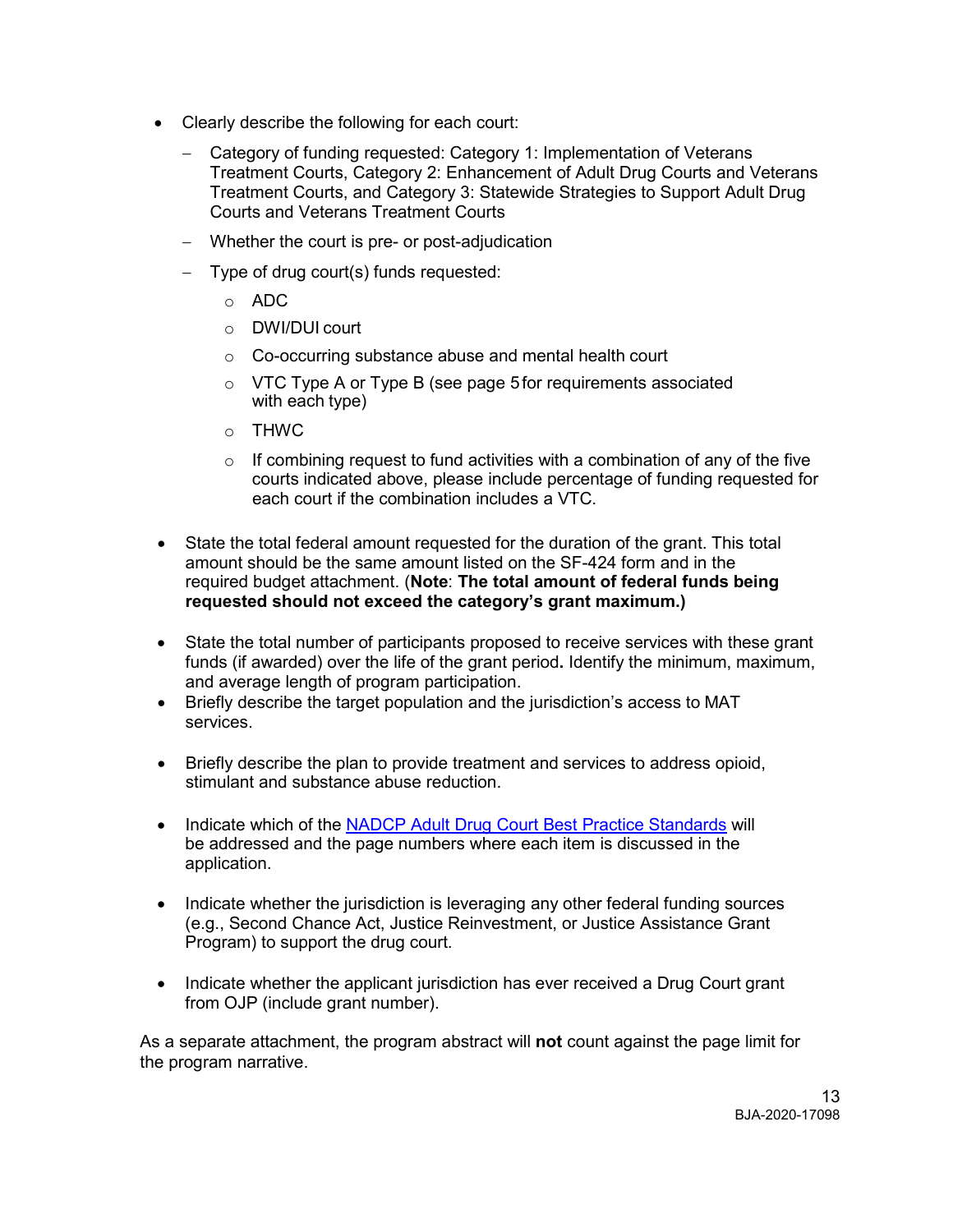- Clearly describe the following for each court:
  - Category of funding requested: Category 1: Implementation of Veterans Treatment Courts, Category 2: Enhancement of Adult Drug Courts and Veterans Treatment Courts, and Category 3: Statewide Strategies to Support Adult Drug Courts and Veterans Treatment Courts
  - Whether the court is pre- or post-adjudication
  - Type of drug court(s) funds requested:
    - ADC
    - DWI/DUI court
    - Co-occurring substance abuse and mental health court
    - VTC Type A or Type B (see page 5 for requirements associated with each type)
    - THWC
    - If combining request to fund activities with a combination of any of the five courts indicated above, please include percentage of funding requested for each court if the combination includes a VTC.

- State the total federal amount requested for the duration of the grant. This total amount should be the same amount listed on the SF-424 form and in the required budget attachment. (**Note**: **The total amount of federal funds being requested should not exceed the category's grant maximum.)**

- State the total number of participants proposed to receive services with these grant funds (if awarded) over the life of the grant period**.** Identify the minimum, maximum, and average length of program participation.
- Briefly describe the target population and the jurisdiction's access to MAT services.

- Briefly describe the plan to provide treatment and services to address opioid, stimulant and substance abuse reduction.

- Indicate which of the [NADCP Adult Drug Court Best Practice Standards]() will be addressed and the page numbers where each item is discussed in the application.

- Indicate whether the jurisdiction is leveraging any other federal funding sources (e.g., Second Chance Act, Justice Reinvestment, or Justice Assistance Grant Program) to support the drug court.

- Indicate whether the applicant jurisdiction has ever received a Drug Court grant from OJP (include grant number).

As a separate attachment, the program abstract will **not** count against the page limit for the program narrative.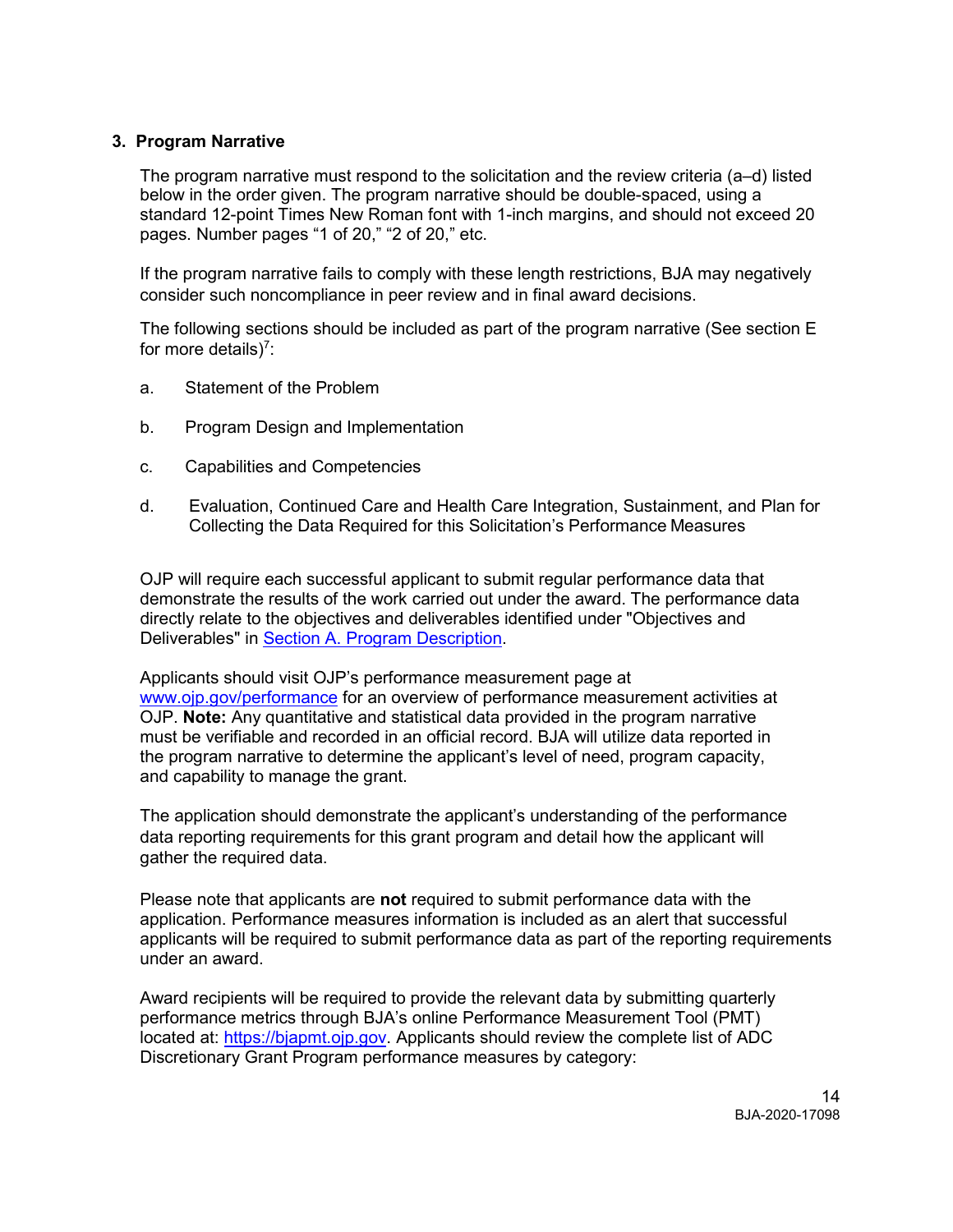### 3. Program Narrative

The program narrative must respond to the solicitation and the review criteria (a–d) listed below in the order given. The program narrative should be double-spaced, using a standard 12-point Times New Roman font with 1-inch margins, and should not exceed 20 pages. Number pages “1 of 20,” “2 of 20,” etc.

If the program narrative fails to comply with these length restrictions, BJA may negatively consider such noncompliance in peer review and in final award decisions.

The following sections should be included as part of the program narrative (See section E for more details)[7]:

a. Statement of the Problem

b. Program Design and Implementation

c. Capabilities and Competencies

d. Evaluation, Continued Care and Health Care Integration, Sustainment, and Plan for Collecting the Data Required for this Solicitation’s Performance Measures

OJP will require each successful applicant to submit regular performance data that demonstrate the results of the work carried out under the award. The performance data directly relate to the objectives and deliverables identified under "Objectives and Deliverables" in Section A. Program Description.

Applicants should visit OJP’s performance measurement page at www.ojp.gov/performance for an overview of performance measurement activities at OJP. **Note:** Any quantitative and statistical data provided in the program narrative must be verifiable and recorded in an official record. BJA will utilize data reported in the program narrative to determine the applicant’s level of need, program capacity, and capability to manage the grant.

The application should demonstrate the applicant’s understanding of the performance data reporting requirements for this grant program and detail how the applicant will gather the required data.

Please note that applicants are **not** required to submit performance data with the application. Performance measures information is included as an alert that successful applicants will be required to submit performance data as part of the reporting requirements under an award.

Award recipients will be required to provide the relevant data by submitting quarterly performance metrics through BJA’s online Performance Measurement Tool (PMT) located at: https://bjapmt.ojp.gov. Applicants should review the complete list of ADC Discretionary Grant Program performance measures by category: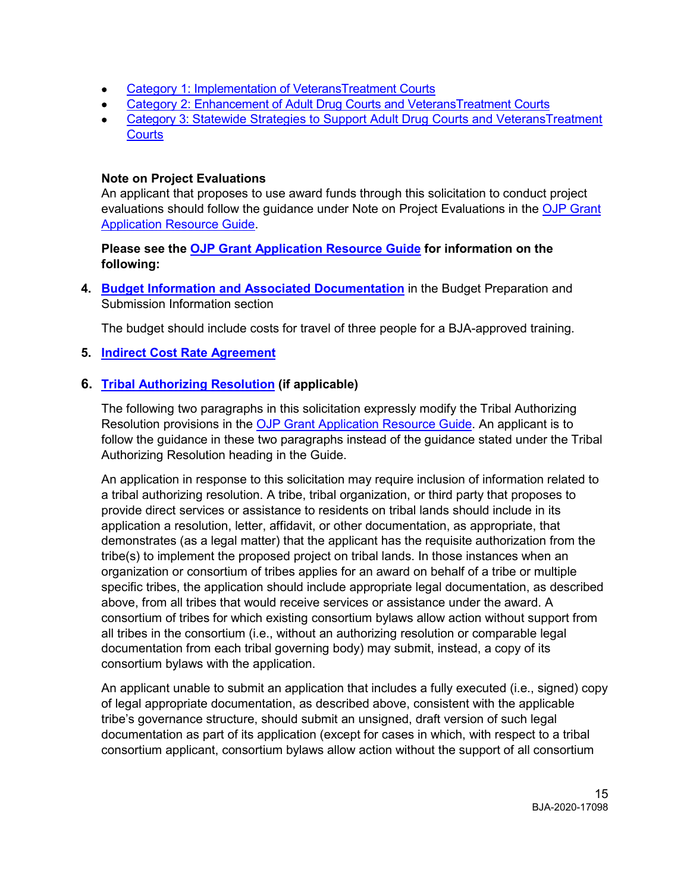- Category 1: Implementation of VeteransTreatment Courts
- Category 2: Enhancement of Adult Drug Courts and VeteransTreatment Courts
- Category 3: Statewide Strategies to Support Adult Drug Courts and VeteransTreatment Courts

**Note on Project Evaluations**
An applicant that proposes to use award funds through this solicitation to conduct project evaluations should follow the guidance under Note on Project Evaluations in the OJP Grant Application Resource Guide.

**Please see the OJP Grant Application Resource Guide for information on the following:**

4. **Budget Information and Associated Documentation** in the Budget Preparation and Submission Information section

   The budget should include costs for travel of three people for a BJA-approved training.

5. **Indirect Cost Rate Agreement**

6. **Tribal Authorizing Resolution (if applicable)**

   The following two paragraphs in this solicitation expressly modify the Tribal Authorizing Resolution provisions in the OJP Grant Application Resource Guide. An applicant is to follow the guidance in these two paragraphs instead of the guidance stated under the Tribal Authorizing Resolution heading in the Guide.

   An application in response to this solicitation may require inclusion of information related to a tribal authorizing resolution. A tribe, tribal organization, or third party that proposes to provide direct services or assistance to residents on tribal lands should include in its application a resolution, letter, affidavit, or other documentation, as appropriate, that demonstrates (as a legal matter) that the applicant has the requisite authorization from the tribe(s) to implement the proposed project on tribal lands. In those instances when an organization or consortium of tribes applies for an award on behalf of a tribe or multiple specific tribes, the application should include appropriate legal documentation, as described above, from all tribes that would receive services or assistance under the award. A consortium of tribes for which existing consortium bylaws allow action without support from all tribes in the consortium (i.e., without an authorizing resolution or comparable legal documentation from each tribal governing body) may submit, instead, a copy of its consortium bylaws with the application.

   An applicant unable to submit an application that includes a fully executed (i.e., signed) copy of legal appropriate documentation, as described above, consistent with the applicable tribe's governance structure, should submit an unsigned, draft version of such legal documentation as part of its application (except for cases in which, with respect to a tribal consortium applicant, consortium bylaws allow action without the support of all consortium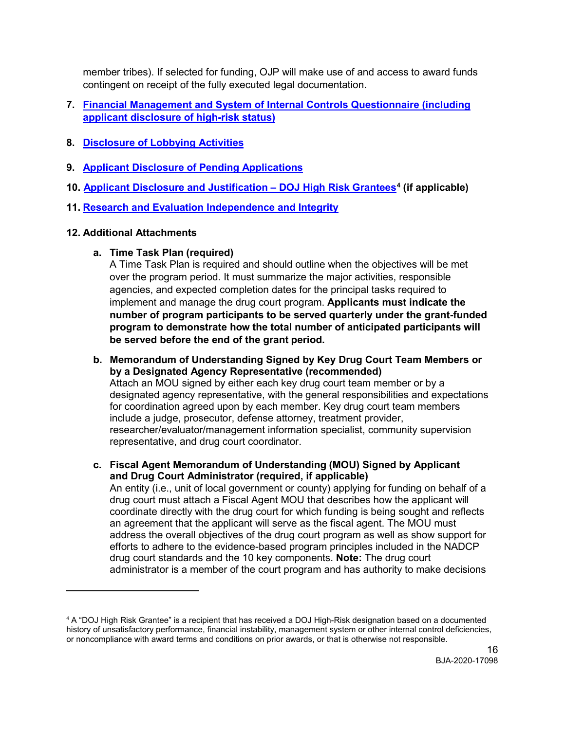member tribes). If selected for funding, OJP will make use of and access to award funds contingent on receipt of the fully executed legal documentation.

7. **Financial Management and System of Internal Controls Questionnaire (including applicant disclosure of high-risk status)**

8. **Disclosure of Lobbying Activities**

9. **Applicant Disclosure of Pending Applications**

10. **Applicant Disclosure and Justification – DOJ High Risk Grantees[4] (if applicable)**

11. **Research and Evaluation Independence and Integrity**

12. **Additional Attachments**

    a. **Time Task Plan (required)**
    A Time Task Plan is required and should outline when the objectives will be met over the program period. It must summarize the major activities, responsible agencies, and expected completion dates for the principal tasks required to implement and manage the drug court program. **Applicants must indicate the number of program participants to be served quarterly under the grant-funded program to demonstrate how the total number of anticipated participants will be served before the end of the grant period.**

    b. **Memorandum of Understanding Signed by Key Drug Court Team Members or by a Designated Agency Representative (recommended)**
    Attach an MOU signed by either each key drug court team member or by a designated agency representative, with the general responsibilities and expectations for coordination agreed upon by each member. Key drug court team members include a judge, prosecutor, defense attorney, treatment provider, researcher/evaluator/management information specialist, community supervision representative, and drug court coordinator.

    c. **Fiscal Agent Memorandum of Understanding (MOU) Signed by Applicant and Drug Court Administrator (required, if applicable)**
    An entity (i.e., unit of local government or county) applying for funding on behalf of a drug court must attach a Fiscal Agent MOU that describes how the applicant will coordinate directly with the drug court for which funding is being sought and reflects an agreement that the applicant will serve as the fiscal agent. The MOU must address the overall objectives of the drug court program as well as show support for efforts to adhere to the evidence-based program principles included in the NADCP drug court standards and the 10 key components. **Note:** The drug court administrator is a member of the court program and has authority to make decisions

---

[4] A "DOJ High Risk Grantee" is a recipient that has received a DOJ High-Risk designation based on a documented history of unsatisfactory performance, financial instability, management system or other internal control deficiencies, or noncompliance with award terms and conditions on prior awards, or that is otherwise not responsible.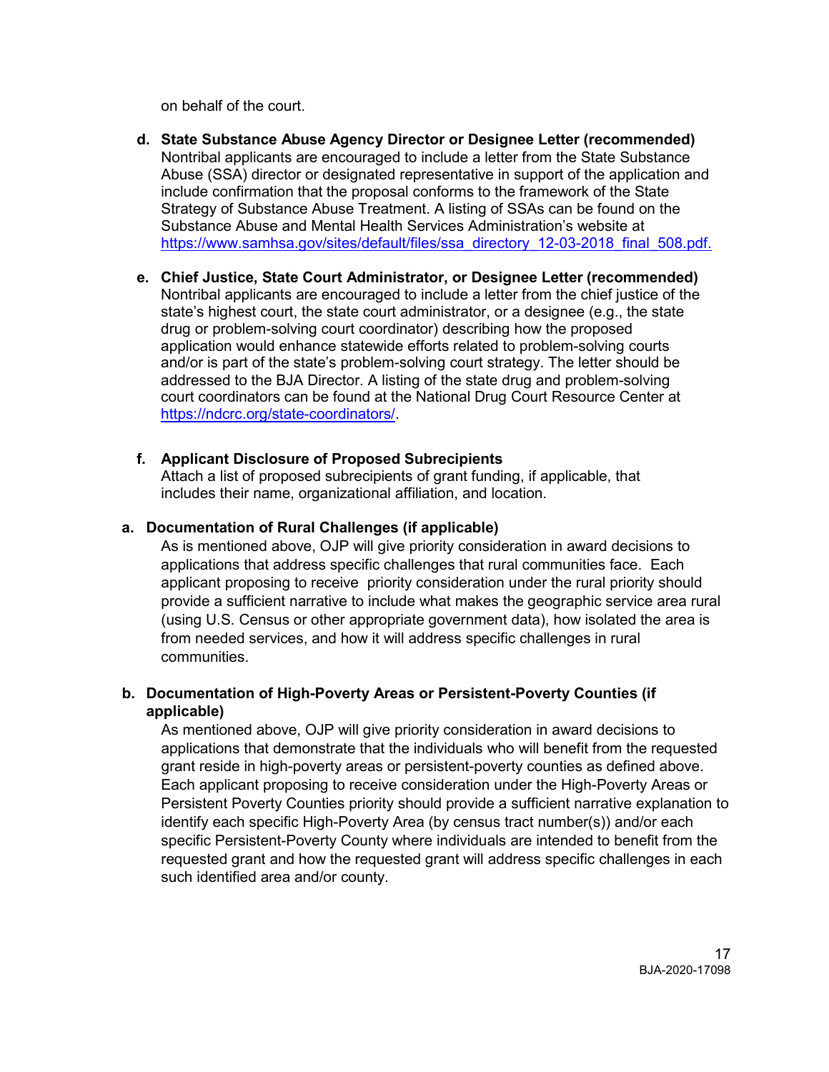on behalf of the court.

**d. State Substance Abuse Agency Director or Designee Letter (recommended)**
Nontribal applicants are encouraged to include a letter from the State Substance Abuse (SSA) director or designated representative in support of the application and include confirmation that the proposal conforms to the framework of the State Strategy of Substance Abuse Treatment. A listing of SSAs can be found on the Substance Abuse and Mental Health Services Administration's website at [https://www.samhsa.gov/sites/default/files/ssa_directory_12-03-2018_final_508.pdf.](https://www.samhsa.gov/sites/default/files/ssa_directory_12-03-2018_final_508.pdf)

**e. Chief Justice, State Court Administrator, or Designee Letter (recommended)**
Nontribal applicants are encouraged to include a letter from the chief justice of the state's highest court, the state court administrator, or a designee (e.g., the state drug or problem-solving court coordinator) describing how the proposed application would enhance statewide efforts related to problem-solving courts and/or is part of the state's problem-solving court strategy. The letter should be addressed to the BJA Director. A listing of the state drug and problem-solving court coordinators can be found at the National Drug Court Resource Center at [https://ndcrc.org/state-coordinators/](https://ndcrc.org/state-coordinators/).

**f. Applicant Disclosure of Proposed Subrecipients**
Attach a list of proposed subrecipients of grant funding, if applicable, that includes their name, organizational affiliation, and location.

**a. Documentation of Rural Challenges (if applicable)**
As is mentioned above, OJP will give priority consideration in award decisions to applications that address specific challenges that rural communities face. Each applicant proposing to receive priority consideration under the rural priority should provide a sufficient narrative to include what makes the geographic service area rural (using U.S. Census or other appropriate government data), how isolated the area is from needed services, and how it will address specific challenges in rural communities.

**b. Documentation of High-Poverty Areas or Persistent-Poverty Counties (if applicable)**
As mentioned above, OJP will give priority consideration in award decisions to applications that demonstrate that the individuals who will benefit from the requested grant reside in high-poverty areas or persistent-poverty counties as defined above. Each applicant proposing to receive consideration under the High-Poverty Areas or Persistent Poverty Counties priority should provide a sufficient narrative explanation to identify each specific High-Poverty Area (by census tract number(s)) and/or each specific Persistent-Poverty County where individuals are intended to benefit from the requested grant and how the requested grant will address specific challenges in each such identified area and/or county.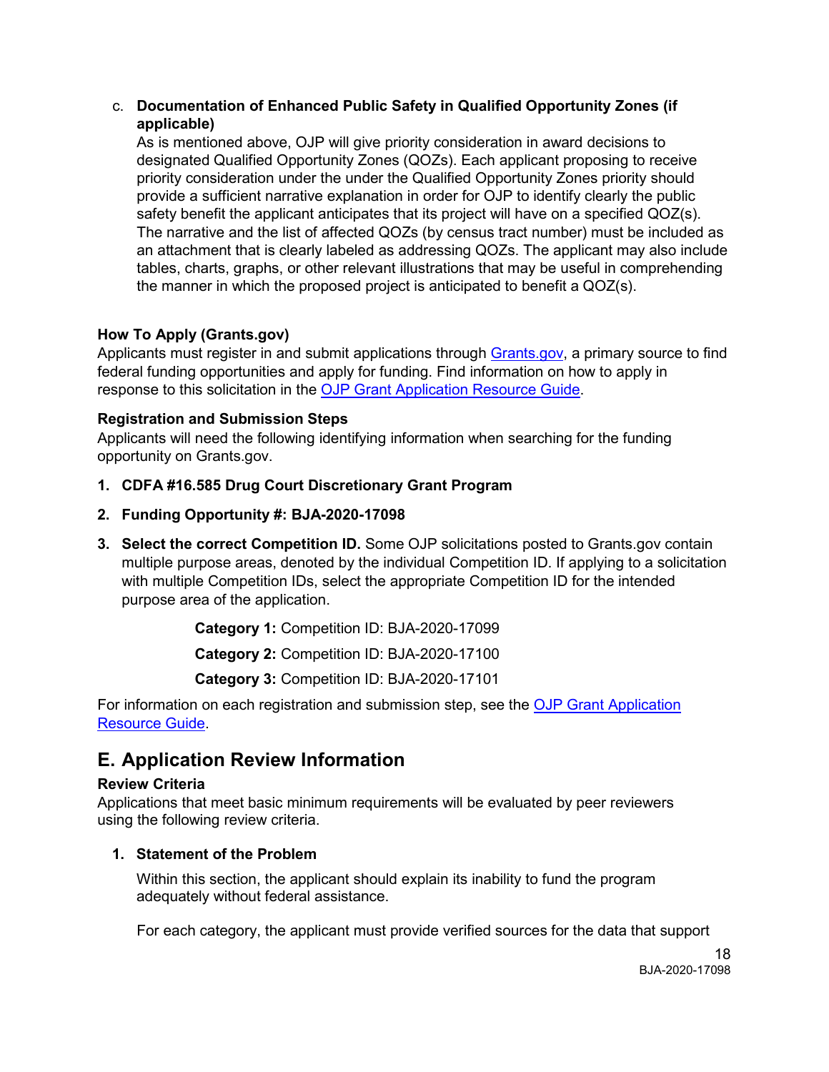c. **Documentation of Enhanced Public Safety in Qualified Opportunity Zones (if applicable)**

   As is mentioned above, OJP will give priority consideration in award decisions to designated Qualified Opportunity Zones (QOZs). Each applicant proposing to receive priority consideration under the under the Qualified Opportunity Zones priority should provide a sufficient narrative explanation in order for OJP to identify clearly the public safety benefit the applicant anticipates that its project will have on a specified QOZ(s). The narrative and the list of affected QOZs (by census tract number) must be included as an attachment that is clearly labeled as addressing QOZs. The applicant may also include tables, charts, graphs, or other relevant illustrations that may be useful in comprehending the manner in which the proposed project is anticipated to benefit a QOZ(s).

### How To Apply (Grants.gov)

Applicants must register in and submit applications through [Grants.gov](), a primary source to find federal funding opportunities and apply for funding. Find information on how to apply in response to this solicitation in the [OJP Grant Application Resource Guide]().

### Registration and Submission Steps

Applicants will need the following identifying information when searching for the funding opportunity on Grants.gov.

1. **CDFA #16.585 Drug Court Discretionary Grant Program**
2. **Funding Opportunity #: BJA-2020-17098**
3. **Select the correct Competition ID.** Some OJP solicitations posted to Grants.gov contain multiple purpose areas, denoted by the individual Competition ID. If applying to a solicitation with multiple Competition IDs, select the appropriate Competition ID for the intended purpose area of the application.

   **Category 1:** Competition ID: BJA-2020-17099

   **Category 2:** Competition ID: BJA-2020-17100

   **Category 3:** Competition ID: BJA-2020-17101

For information on each registration and submission step, see the [OJP Grant Application Resource Guide]().

## E. Application Review Information

### Review Criteria

Applications that meet basic minimum requirements will be evaluated by peer reviewers using the following review criteria.

1. **Statement of the Problem**

   Within this section, the applicant should explain its inability to fund the program adequately without federal assistance.

   For each category, the applicant must provide verified sources for the data that support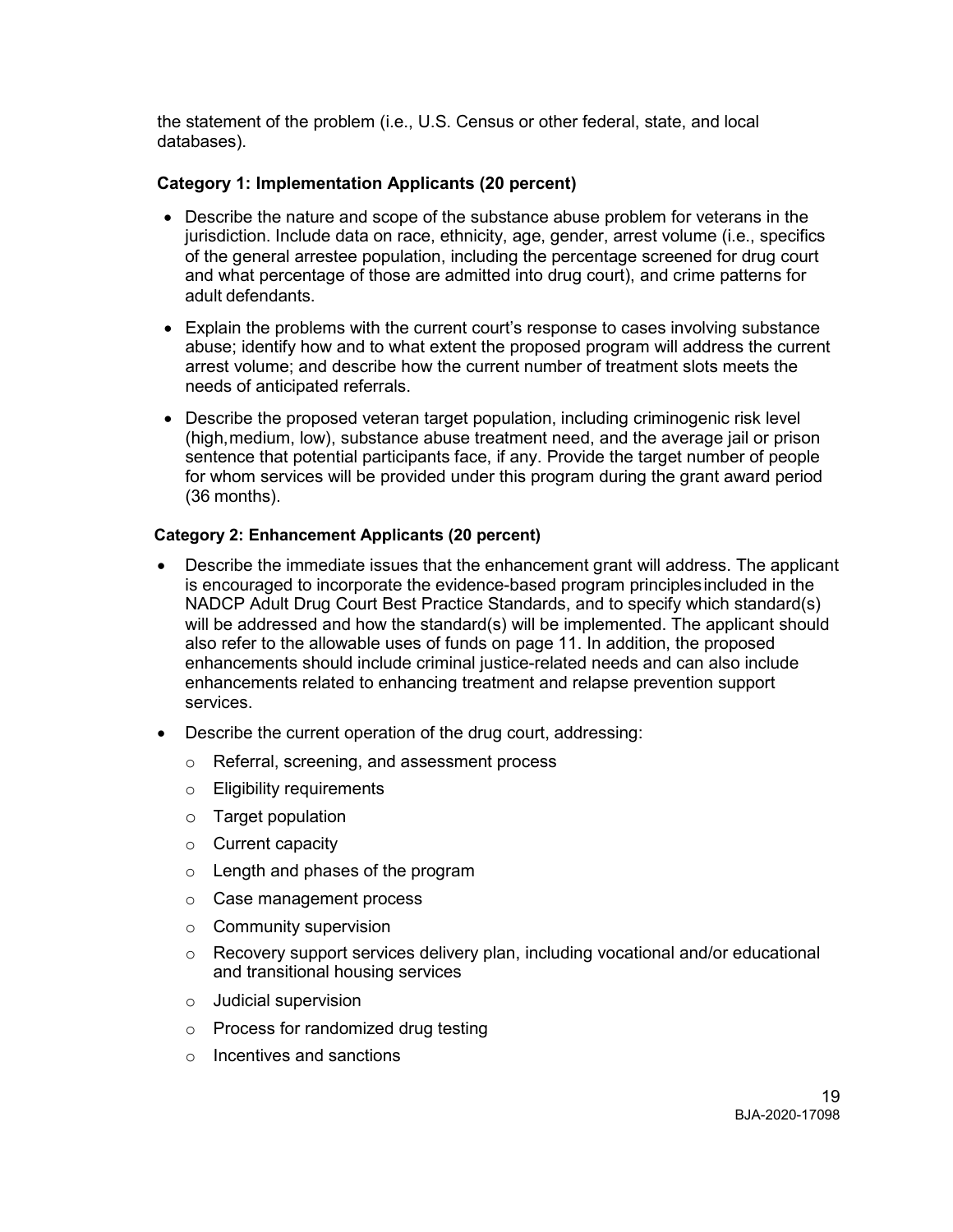the statement of the problem (i.e., U.S. Census or other federal, state, and local databases).

**Category 1: Implementation Applicants (20 percent)**

- Describe the nature and scope of the substance abuse problem for veterans in the jurisdiction. Include data on race, ethnicity, age, gender, arrest volume (i.e., specifics of the general arrestee population, including the percentage screened for drug court and what percentage of those are admitted into drug court), and crime patterns for adult defendants.
- Explain the problems with the current court's response to cases involving substance abuse; identify how and to what extent the proposed program will address the current arrest volume; and describe how the current number of treatment slots meets the needs of anticipated referrals.
- Describe the proposed veteran target population, including criminogenic risk level (high, medium, low), substance abuse treatment need, and the average jail or prison sentence that potential participants face, if any. Provide the target number of people for whom services will be provided under this program during the grant award period (36 months).

**Category 2: Enhancement Applicants (20 percent)**

- Describe the immediate issues that the enhancement grant will address. The applicant is encouraged to incorporate the evidence-based program principles included in the NADCP Adult Drug Court Best Practice Standards, and to specify which standard(s) will be addressed and how the standard(s) will be implemented. The applicant should also refer to the allowable uses of funds on page 11. In addition, the proposed enhancements should include criminal justice-related needs and can also include enhancements related to enhancing treatment and relapse prevention support services.
- Describe the current operation of the drug court, addressing:
  - Referral, screening, and assessment process
  - Eligibility requirements
  - Target population
  - Current capacity
  - Length and phases of the program
  - Case management process
  - Community supervision
  - Recovery support services delivery plan, including vocational and/or educational and transitional housing services
  - Judicial supervision
  - Process for randomized drug testing
  - Incentives and sanctions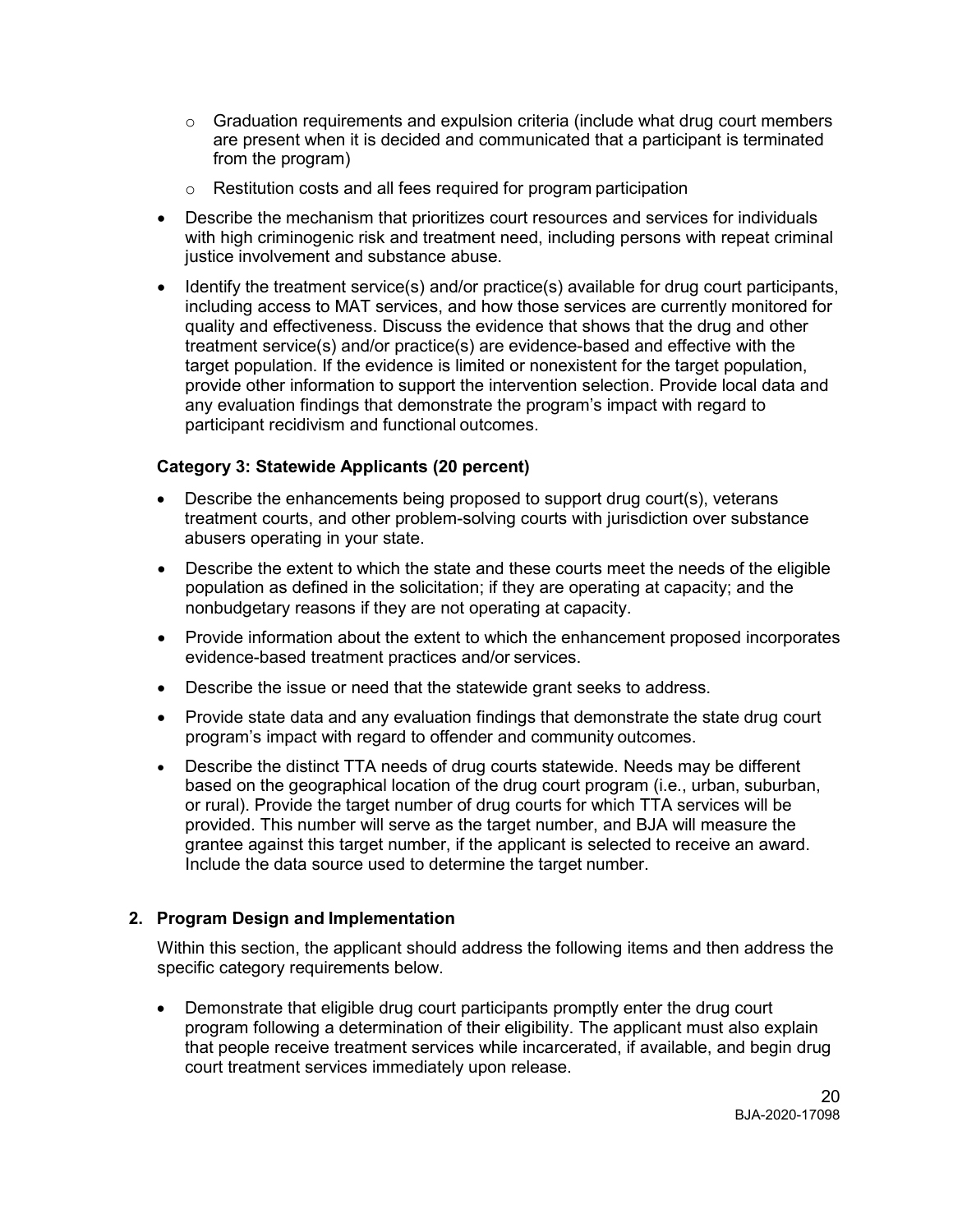- Graduation requirements and expulsion criteria (include what drug court members are present when it is decided and communicated that a participant is terminated from the program)
    - Restitution costs and all fees required for program participation
- Describe the mechanism that prioritizes court resources and services for individuals with high criminogenic risk and treatment need, including persons with repeat criminal justice involvement and substance abuse.
- Identify the treatment service(s) and/or practice(s) available for drug court participants, including access to MAT services, and how those services are currently monitored for quality and effectiveness. Discuss the evidence that shows that the drug and other treatment service(s) and/or practice(s) are evidence-based and effective with the target population. If the evidence is limited or nonexistent for the target population, provide other information to support the intervention selection. Provide local data and any evaluation findings that demonstrate the program's impact with regard to participant recidivism and functional outcomes.

**Category 3: Statewide Applicants (20 percent)**

- Describe the enhancements being proposed to support drug court(s), veterans treatment courts, and other problem-solving courts with jurisdiction over substance abusers operating in your state.
- Describe the extent to which the state and these courts meet the needs of the eligible population as defined in the solicitation; if they are operating at capacity; and the nonbudgetary reasons if they are not operating at capacity.
- Provide information about the extent to which the enhancement proposed incorporates evidence-based treatment practices and/or services.
- Describe the issue or need that the statewide grant seeks to address.
- Provide state data and any evaluation findings that demonstrate the state drug court program's impact with regard to offender and community outcomes.
- Describe the distinct TTA needs of drug courts statewide. Needs may be different based on the geographical location of the drug court program (i.e., urban, suburban, or rural). Provide the target number of drug courts for which TTA services will be provided. This number will serve as the target number, and BJA will measure the grantee against this target number, if the applicant is selected to receive an award. Include the data source used to determine the target number.

**2. Program Design and Implementation**

Within this section, the applicant should address the following items and then address the specific category requirements below.

- Demonstrate that eligible drug court participants promptly enter the drug court program following a determination of their eligibility. The applicant must also explain that people receive treatment services while incarcerated, if available, and begin drug court treatment services immediately upon release.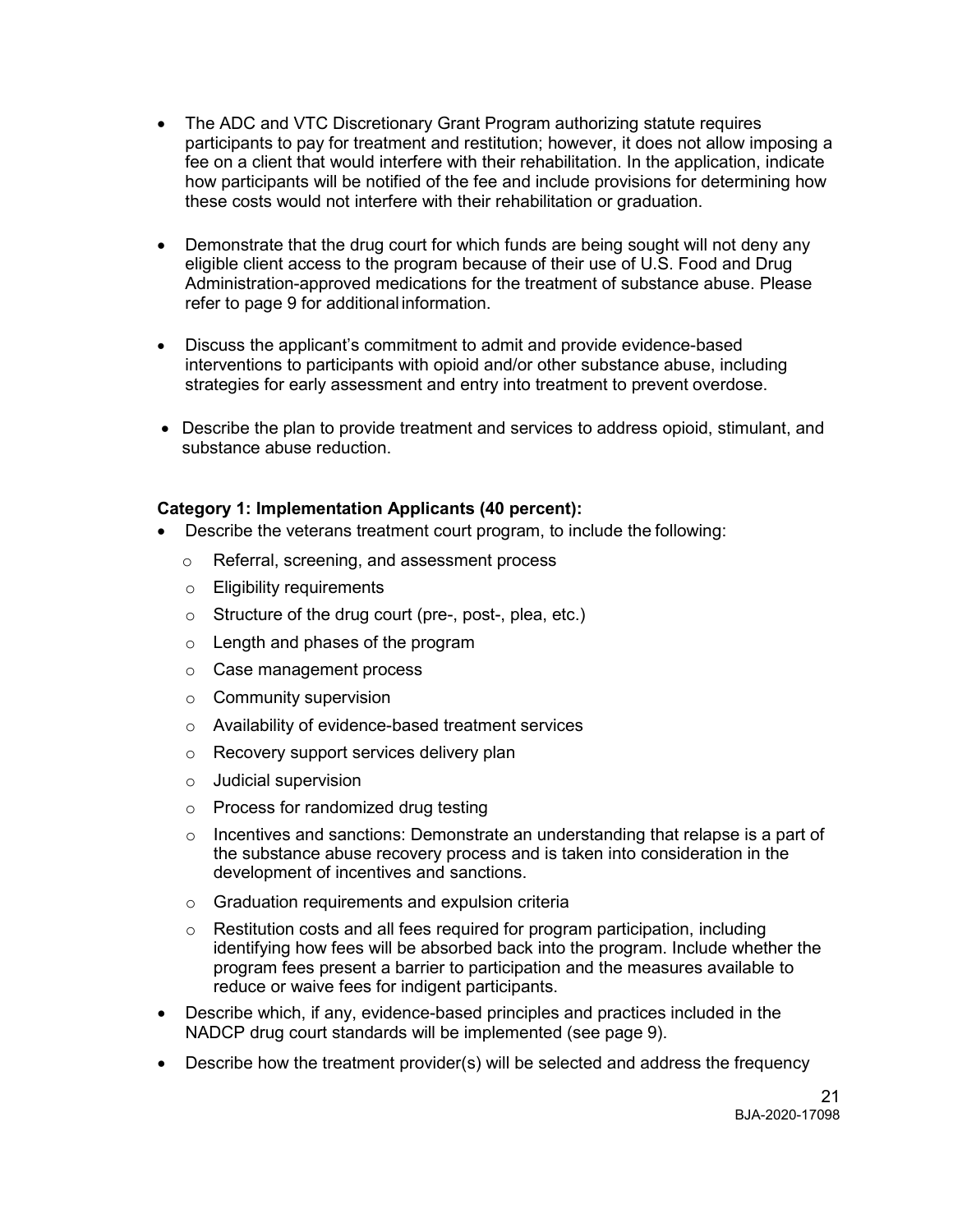- The ADC and VTC Discretionary Grant Program authorizing statute requires participants to pay for treatment and restitution; however, it does not allow imposing a fee on a client that would interfere with their rehabilitation. In the application, indicate how participants will be notified of the fee and include provisions for determining how these costs would not interfere with their rehabilitation or graduation.

- Demonstrate that the drug court for which funds are being sought will not deny any eligible client access to the program because of their use of U.S. Food and Drug Administration-approved medications for the treatment of substance abuse. Please refer to page 9 for additional information.

- Discuss the applicant's commitment to admit and provide evidence-based interventions to participants with opioid and/or other substance abuse, including strategies for early assessment and entry into treatment to prevent overdose.

- Describe the plan to provide treatment and services to address opioid, stimulant, and substance abuse reduction.

**Category 1: Implementation Applicants (40 percent):**

- Describe the veterans treatment court program, to include the following:
  - Referral, screening, and assessment process
  - Eligibility requirements
  - Structure of the drug court (pre-, post-, plea, etc.)
  - Length and phases of the program
  - Case management process
  - Community supervision
  - Availability of evidence-based treatment services
  - Recovery support services delivery plan
  - Judicial supervision
  - Process for randomized drug testing
  - Incentives and sanctions: Demonstrate an understanding that relapse is a part of the substance abuse recovery process and is taken into consideration in the development of incentives and sanctions.
  - Graduation requirements and expulsion criteria
  - Restitution costs and all fees required for program participation, including identifying how fees will be absorbed back into the program. Include whether the program fees present a barrier to participation and the measures available to reduce or waive fees for indigent participants.
- Describe which, if any, evidence-based principles and practices included in the NADCP drug court standards will be implemented (see page 9).
- Describe how the treatment provider(s) will be selected and address the frequency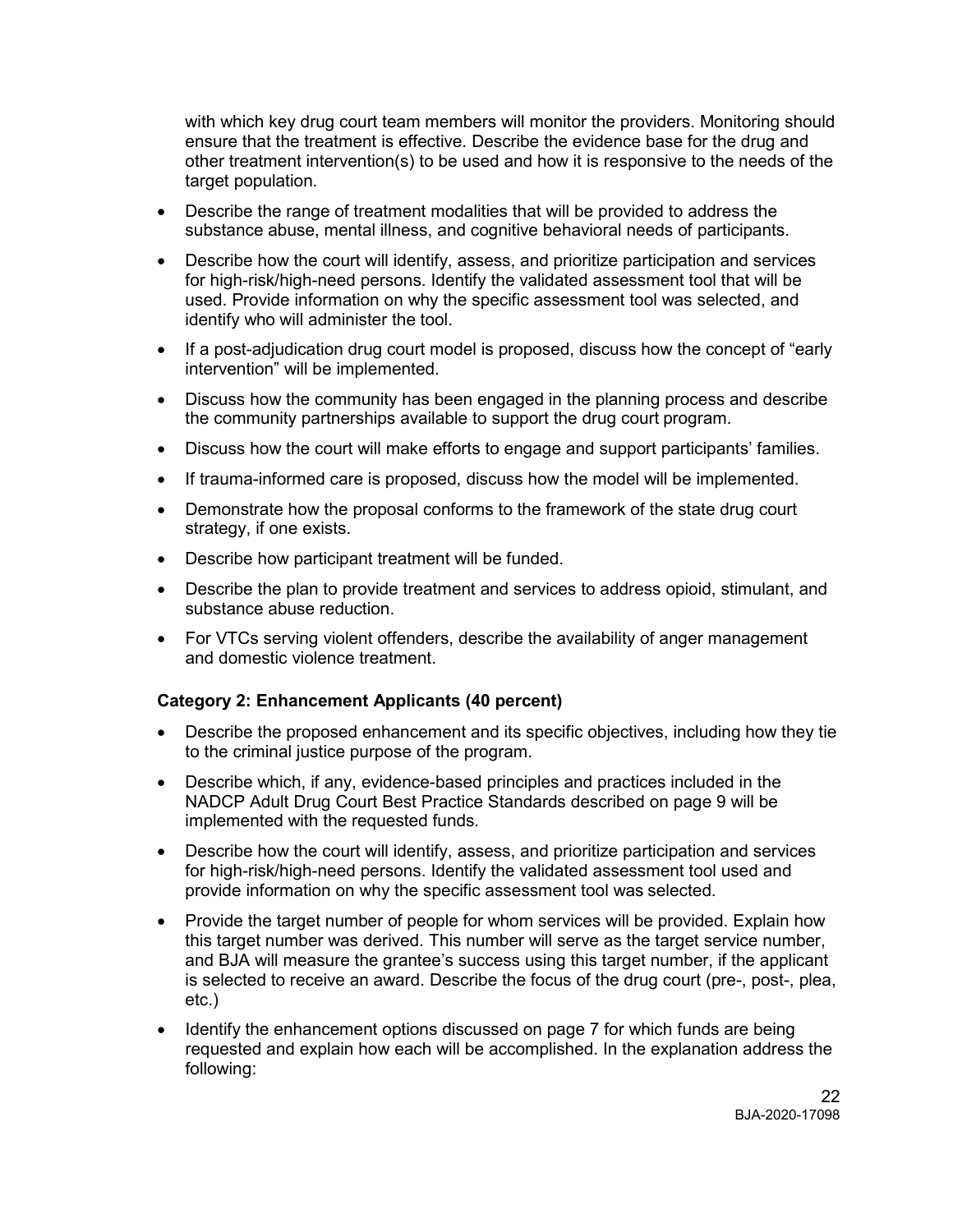with which key drug court team members will monitor the providers. Monitoring should ensure that the treatment is effective. Describe the evidence base for the drug and other treatment intervention(s) to be used and how it is responsive to the needs of the target population.

- Describe the range of treatment modalities that will be provided to address the substance abuse, mental illness, and cognitive behavioral needs of participants.
- Describe how the court will identify, assess, and prioritize participation and services for high-risk/high-need persons. Identify the validated assessment tool that will be used. Provide information on why the specific assessment tool was selected, and identify who will administer the tool.
- If a post-adjudication drug court model is proposed, discuss how the concept of "early intervention" will be implemented.
- Discuss how the community has been engaged in the planning process and describe the community partnerships available to support the drug court program.
- Discuss how the court will make efforts to engage and support participants' families.
- If trauma-informed care is proposed, discuss how the model will be implemented.
- Demonstrate how the proposal conforms to the framework of the state drug court strategy, if one exists.
- Describe how participant treatment will be funded.
- Describe the plan to provide treatment and services to address opioid, stimulant, and substance abuse reduction.
- For VTCs serving violent offenders, describe the availability of anger management and domestic violence treatment.

**Category 2: Enhancement Applicants (40 percent)**

- Describe the proposed enhancement and its specific objectives, including how they tie to the criminal justice purpose of the program.
- Describe which, if any, evidence-based principles and practices included in the NADCP Adult Drug Court Best Practice Standards described on page 9 will be implemented with the requested funds.
- Describe how the court will identify, assess, and prioritize participation and services for high-risk/high-need persons. Identify the validated assessment tool used and provide information on why the specific assessment tool was selected.
- Provide the target number of people for whom services will be provided. Explain how this target number was derived. This number will serve as the target service number, and BJA will measure the grantee's success using this target number, if the applicant is selected to receive an award. Describe the focus of the drug court (pre-, post-, plea, etc.)
- Identify the enhancement options discussed on page 7 for which funds are being requested and explain how each will be accomplished. In the explanation address the following: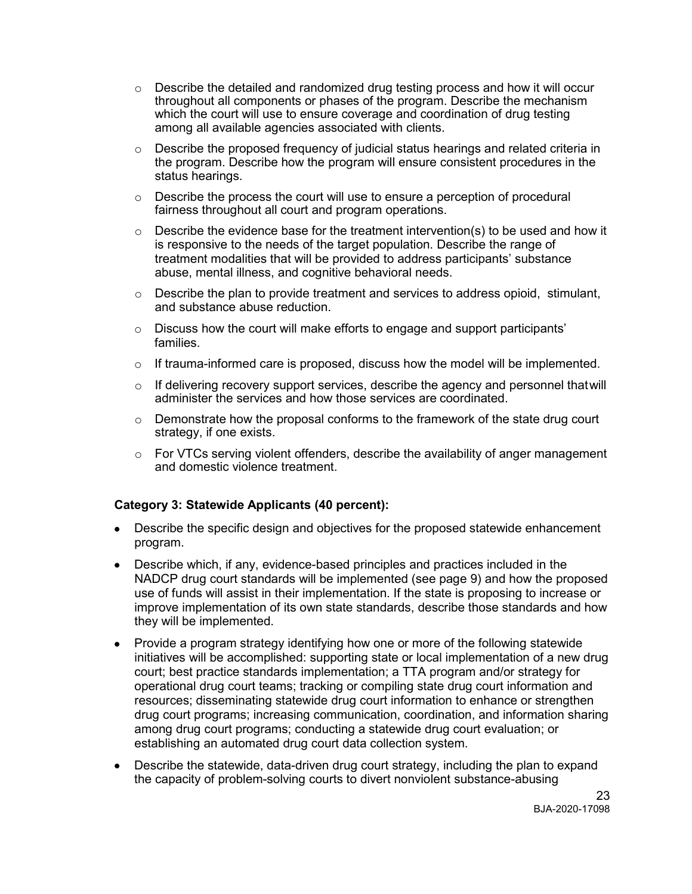- Describe the detailed and randomized drug testing process and how it will occur throughout all components or phases of the program. Describe the mechanism which the court will use to ensure coverage and coordination of drug testing among all available agencies associated with clients.
- Describe the proposed frequency of judicial status hearings and related criteria in the program. Describe how the program will ensure consistent procedures in the status hearings.
- Describe the process the court will use to ensure a perception of procedural fairness throughout all court and program operations.
- Describe the evidence base for the treatment intervention(s) to be used and how it is responsive to the needs of the target population. Describe the range of treatment modalities that will be provided to address participants' substance abuse, mental illness, and cognitive behavioral needs.
- Describe the plan to provide treatment and services to address opioid, stimulant, and substance abuse reduction.
- Discuss how the court will make efforts to engage and support participants' families.
- If trauma-informed care is proposed, discuss how the model will be implemented.
- If delivering recovery support services, describe the agency and personnel thatwill administer the services and how those services are coordinated.
- Demonstrate how the proposal conforms to the framework of the state drug court strategy, if one exists.
- For VTCs serving violent offenders, describe the availability of anger management and domestic violence treatment.

**Category 3: Statewide Applicants (40 percent):**

- Describe the specific design and objectives for the proposed statewide enhancement program.
- Describe which, if any, evidence-based principles and practices included in the NADCP drug court standards will be implemented (see page 9) and how the proposed use of funds will assist in their implementation. If the state is proposing to increase or improve implementation of its own state standards, describe those standards and how they will be implemented.
- Provide a program strategy identifying how one or more of the following statewide initiatives will be accomplished: supporting state or local implementation of a new drug court; best practice standards implementation; a TTA program and/or strategy for operational drug court teams; tracking or compiling state drug court information and resources; disseminating statewide drug court information to enhance or strengthen drug court programs; increasing communication, coordination, and information sharing among drug court programs; conducting a statewide drug court evaluation; or establishing an automated drug court data collection system.
- Describe the statewide, data-driven drug court strategy, including the plan to expand the capacity of problem-solving courts to divert nonviolent substance-abusing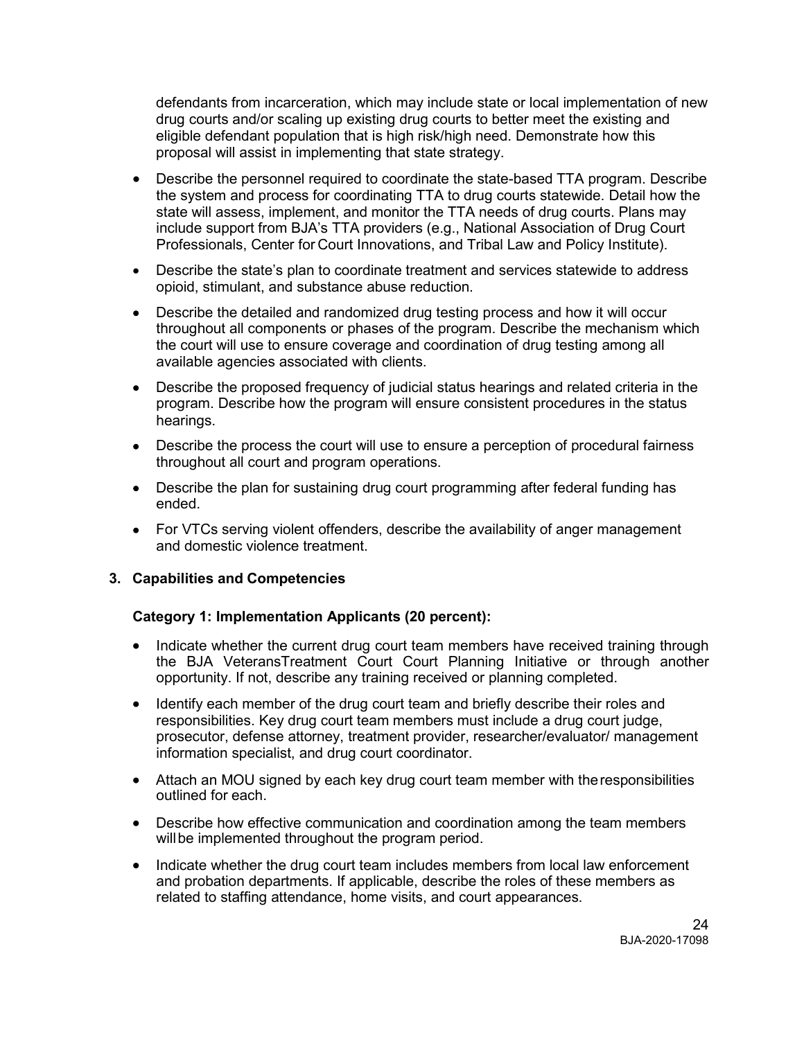defendants from incarceration, which may include state or local implementation of new drug courts and/or scaling up existing drug courts to better meet the existing and eligible defendant population that is high risk/high need. Demonstrate how this proposal will assist in implementing that state strategy.

- Describe the personnel required to coordinate the state-based TTA program. Describe the system and process for coordinating TTA to drug courts statewide. Detail how the state will assess, implement, and monitor the TTA needs of drug courts. Plans may include support from BJA's TTA providers (e.g., National Association of Drug Court Professionals, Center for Court Innovations, and Tribal Law and Policy Institute).
- Describe the state's plan to coordinate treatment and services statewide to address opioid, stimulant, and substance abuse reduction.
- Describe the detailed and randomized drug testing process and how it will occur throughout all components or phases of the program. Describe the mechanism which the court will use to ensure coverage and coordination of drug testing among all available agencies associated with clients.
- Describe the proposed frequency of judicial status hearings and related criteria in the program. Describe how the program will ensure consistent procedures in the status hearings.
- Describe the process the court will use to ensure a perception of procedural fairness throughout all court and program operations.
- Describe the plan for sustaining drug court programming after federal funding has ended.
- For VTCs serving violent offenders, describe the availability of anger management and domestic violence treatment.

### 3. Capabilities and Competencies

**Category 1: Implementation Applicants (20 percent):**

- Indicate whether the current drug court team members have received training through the BJA VeteransTreatment Court Court Planning Initiative or through another opportunity. If not, describe any training received or planning completed.
- Identify each member of the drug court team and briefly describe their roles and responsibilities. Key drug court team members must include a drug court judge, prosecutor, defense attorney, treatment provider, researcher/evaluator/ management information specialist, and drug court coordinator.
- Attach an MOU signed by each key drug court team member with the responsibilities outlined for each.
- Describe how effective communication and coordination among the team members will be implemented throughout the program period.
- Indicate whether the drug court team includes members from local law enforcement and probation departments. If applicable, describe the roles of these members as related to staffing attendance, home visits, and court appearances.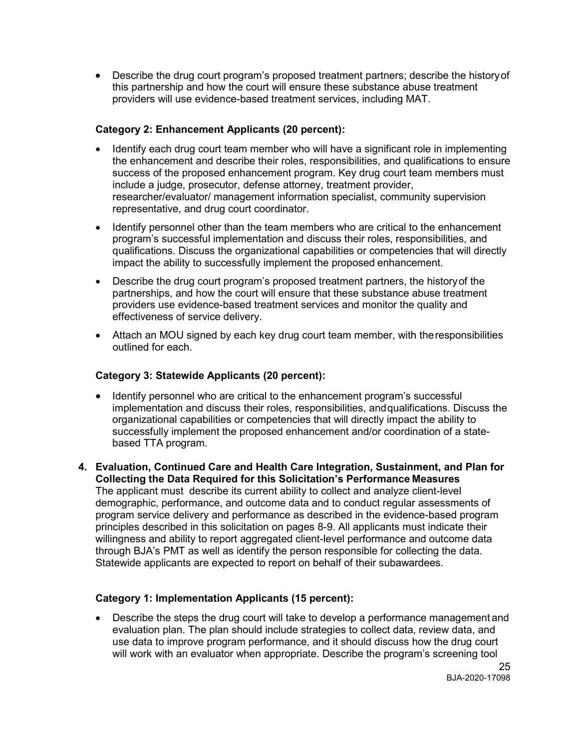- Describe the drug court program's proposed treatment partners; describe the history of this partnership and how the court will ensure these substance abuse treatment providers will use evidence-based treatment services, including MAT.

**Category 2: Enhancement Applicants (20 percent):**

- Identify each drug court team member who will have a significant role in implementing the enhancement and describe their roles, responsibilities, and qualifications to ensure success of the proposed enhancement program. Key drug court team members must include a judge, prosecutor, defense attorney, treatment provider, researcher/evaluator/ management information specialist, community supervision representative, and drug court coordinator.
- Identify personnel other than the team members who are critical to the enhancement program's successful implementation and discuss their roles, responsibilities, and qualifications. Discuss the organizational capabilities or competencies that will directly impact the ability to successfully implement the proposed enhancement.
- Describe the drug court program's proposed treatment partners, the history of the partnerships, and how the court will ensure that these substance abuse treatment providers use evidence-based treatment services and monitor the quality and effectiveness of service delivery.
- Attach an MOU signed by each key drug court team member, with the responsibilities outlined for each.

**Category 3: Statewide Applicants (20 percent):**

- Identify personnel who are critical to the enhancement program's successful implementation and discuss their roles, responsibilities, and qualifications. Discuss the organizational capabilities or competencies that will directly impact the ability to successfully implement the proposed enhancement and/or coordination of a state-based TTA program.

**4. Evaluation, Continued Care and Health Care Integration, Sustainment, and Plan for Collecting the Data Required for this Solicitation's Performance Measures**

The applicant must describe its current ability to collect and analyze client-level demographic, performance, and outcome data and to conduct regular assessments of program service delivery and performance as described in the evidence-based program principles described in this solicitation on pages 8-9. All applicants must indicate their willingness and ability to report aggregated client-level performance and outcome data through BJA's PMT as well as identify the person responsible for collecting the data. Statewide applicants are expected to report on behalf of their subawardees.

**Category 1: Implementation Applicants (15 percent):**

- Describe the steps the drug court will take to develop a performance management and evaluation plan. The plan should include strategies to collect data, review data, and use data to improve program performance, and it should discuss how the drug court will work with an evaluator when appropriate. Describe the program's screening tool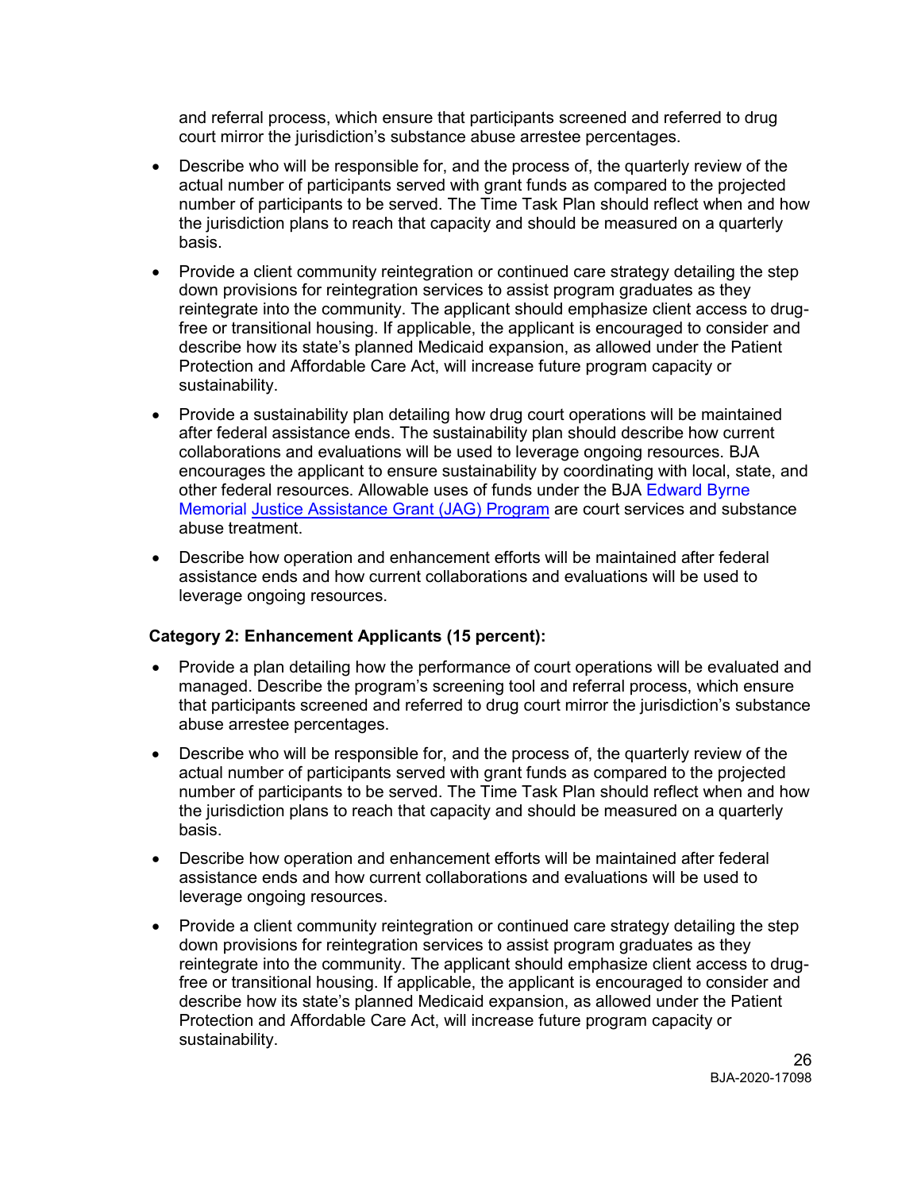and referral process, which ensure that participants screened and referred to drug court mirror the jurisdiction's substance abuse arrestee percentages.

- Describe who will be responsible for, and the process of, the quarterly review of the actual number of participants served with grant funds as compared to the projected number of participants to be served. The Time Task Plan should reflect when and how the jurisdiction plans to reach that capacity and should be measured on a quarterly basis.
- Provide a client community reintegration or continued care strategy detailing the step down provisions for reintegration services to assist program graduates as they reintegrate into the community. The applicant should emphasize client access to drug-free or transitional housing. If applicable, the applicant is encouraged to consider and describe how its state's planned Medicaid expansion, as allowed under the Patient Protection and Affordable Care Act, will increase future program capacity or sustainability.
- Provide a sustainability plan detailing how drug court operations will be maintained after federal assistance ends. The sustainability plan should describe how current collaborations and evaluations will be used to leverage ongoing resources. BJA encourages the applicant to ensure sustainability by coordinating with local, state, and other federal resources. Allowable uses of funds under the BJA Edward Byrne Memorial Justice Assistance Grant (JAG) Program are court services and substance abuse treatment.
- Describe how operation and enhancement efforts will be maintained after federal assistance ends and how current collaborations and evaluations will be used to leverage ongoing resources.

**Category 2: Enhancement Applicants (15 percent):**

- Provide a plan detailing how the performance of court operations will be evaluated and managed. Describe the program's screening tool and referral process, which ensure that participants screened and referred to drug court mirror the jurisdiction's substance abuse arrestee percentages.
- Describe who will be responsible for, and the process of, the quarterly review of the actual number of participants served with grant funds as compared to the projected number of participants to be served. The Time Task Plan should reflect when and how the jurisdiction plans to reach that capacity and should be measured on a quarterly basis.
- Describe how operation and enhancement efforts will be maintained after federal assistance ends and how current collaborations and evaluations will be used to leverage ongoing resources.
- Provide a client community reintegration or continued care strategy detailing the step down provisions for reintegration services to assist program graduates as they reintegrate into the community. The applicant should emphasize client access to drug-free or transitional housing. If applicable, the applicant is encouraged to consider and describe how its state's planned Medicaid expansion, as allowed under the Patient Protection and Affordable Care Act, will increase future program capacity or sustainability.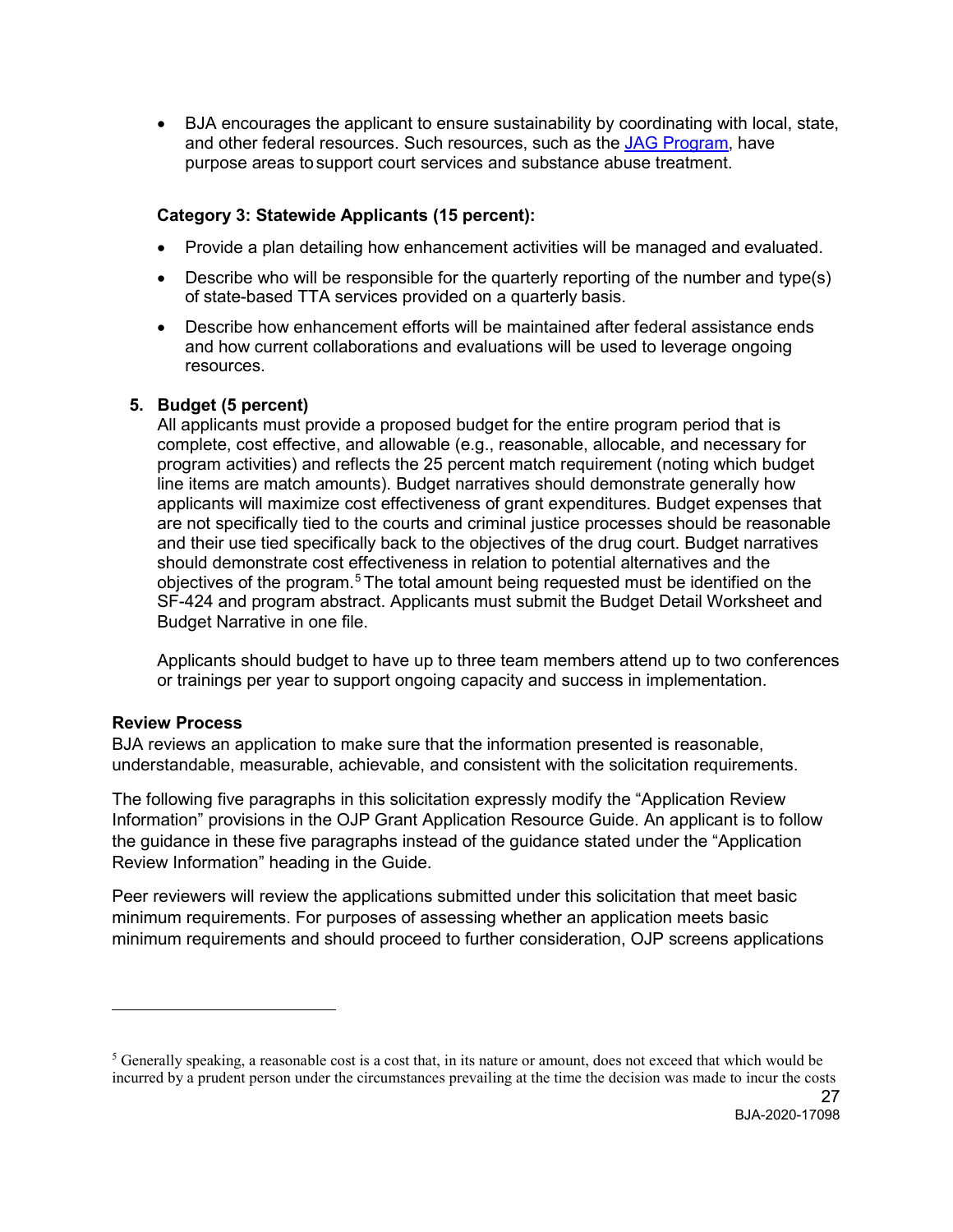- BJA encourages the applicant to ensure sustainability by coordinating with local, state, and other federal resources. Such resources, such as the JAG Program, have purpose areas to support court services and substance abuse treatment.

**Category 3: Statewide Applicants (15 percent):**

- Provide a plan detailing how enhancement activities will be managed and evaluated.
- Describe who will be responsible for the quarterly reporting of the number and type(s) of state-based TTA services provided on a quarterly basis.
- Describe how enhancement efforts will be maintained after federal assistance ends and how current collaborations and evaluations will be used to leverage ongoing resources.

**5. Budget (5 percent)**

All applicants must provide a proposed budget for the entire program period that is complete, cost effective, and allowable (e.g., reasonable, allocable, and necessary for program activities) and reflects the 25 percent match requirement (noting which budget line items are match amounts). Budget narratives should demonstrate generally how applicants will maximize cost effectiveness of grant expenditures. Budget expenses that are not specifically tied to the courts and criminal justice processes should be reasonable and their use tied specifically back to the objectives of the drug court. Budget narratives should demonstrate cost effectiveness in relation to potential alternatives and the objectives of the program.[5] The total amount being requested must be identified on the SF-424 and program abstract. Applicants must submit the Budget Detail Worksheet and Budget Narrative in one file.

Applicants should budget to have up to three team members attend up to two conferences or trainings per year to support ongoing capacity and success in implementation.

**Review Process**

BJA reviews an application to make sure that the information presented is reasonable, understandable, measurable, achievable, and consistent with the solicitation requirements.

The following five paragraphs in this solicitation expressly modify the "Application Review Information" provisions in the OJP Grant Application Resource Guide. An applicant is to follow the guidance in these five paragraphs instead of the guidance stated under the "Application Review Information" heading in the Guide.

Peer reviewers will review the applications submitted under this solicitation that meet basic minimum requirements. For purposes of assessing whether an application meets basic minimum requirements and should proceed to further consideration, OJP screens applications

---

[5] Generally speaking, a reasonable cost is a cost that, in its nature or amount, does not exceed that which would be incurred by a prudent person under the circumstances prevailing at the time the decision was made to incur the costs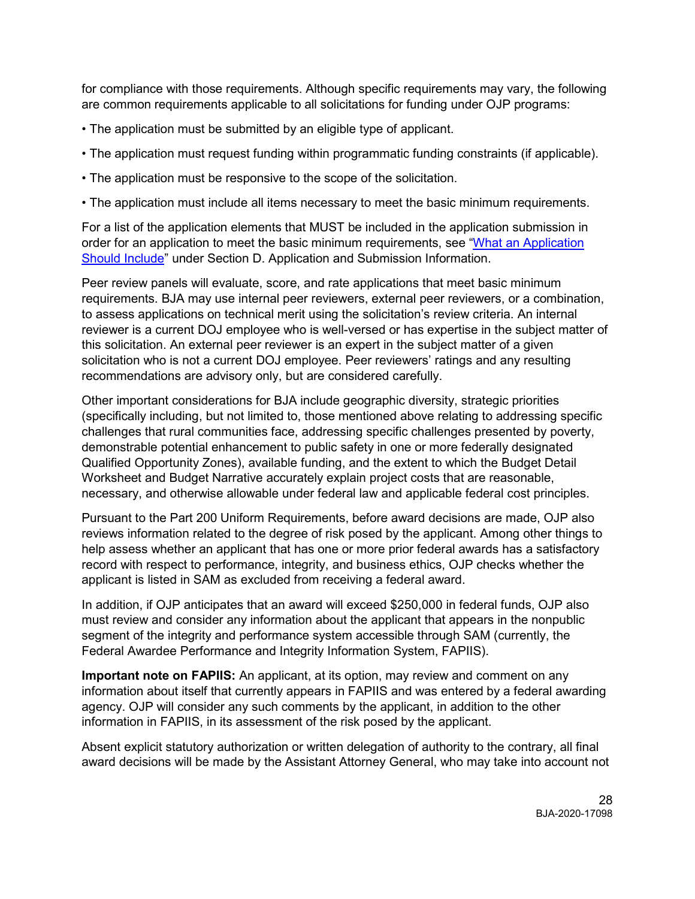for compliance with those requirements. Although specific requirements may vary, the following are common requirements applicable to all solicitations for funding under OJP programs:

- The application must be submitted by an eligible type of applicant.
- The application must request funding within programmatic funding constraints (if applicable).
- The application must be responsive to the scope of the solicitation.
- The application must include all items necessary to meet the basic minimum requirements.

For a list of the application elements that MUST be included in the application submission in order for an application to meet the basic minimum requirements, see "What an Application Should Include" under Section D. Application and Submission Information.

Peer review panels will evaluate, score, and rate applications that meet basic minimum requirements. BJA may use internal peer reviewers, external peer reviewers, or a combination, to assess applications on technical merit using the solicitation's review criteria. An internal reviewer is a current DOJ employee who is well-versed or has expertise in the subject matter of this solicitation. An external peer reviewer is an expert in the subject matter of a given solicitation who is not a current DOJ employee. Peer reviewers' ratings and any resulting recommendations are advisory only, but are considered carefully.

Other important considerations for BJA include geographic diversity, strategic priorities (specifically including, but not limited to, those mentioned above relating to addressing specific challenges that rural communities face, addressing specific challenges presented by poverty, demonstrable potential enhancement to public safety in one or more federally designated Qualified Opportunity Zones), available funding, and the extent to which the Budget Detail Worksheet and Budget Narrative accurately explain project costs that are reasonable, necessary, and otherwise allowable under federal law and applicable federal cost principles.

Pursuant to the Part 200 Uniform Requirements, before award decisions are made, OJP also reviews information related to the degree of risk posed by the applicant. Among other things to help assess whether an applicant that has one or more prior federal awards has a satisfactory record with respect to performance, integrity, and business ethics, OJP checks whether the applicant is listed in SAM as excluded from receiving a federal award.

In addition, if OJP anticipates that an award will exceed $250,000 in federal funds, OJP also must review and consider any information about the applicant that appears in the nonpublic segment of the integrity and performance system accessible through SAM (currently, the Federal Awardee Performance and Integrity Information System, FAPIIS).

**Important note on FAPIIS:** An applicant, at its option, may review and comment on any information about itself that currently appears in FAPIIS and was entered by a federal awarding agency. OJP will consider any such comments by the applicant, in addition to the other information in FAPIIS, in its assessment of the risk posed by the applicant.

Absent explicit statutory authorization or written delegation of authority to the contrary, all final award decisions will be made by the Assistant Attorney General, who may take into account not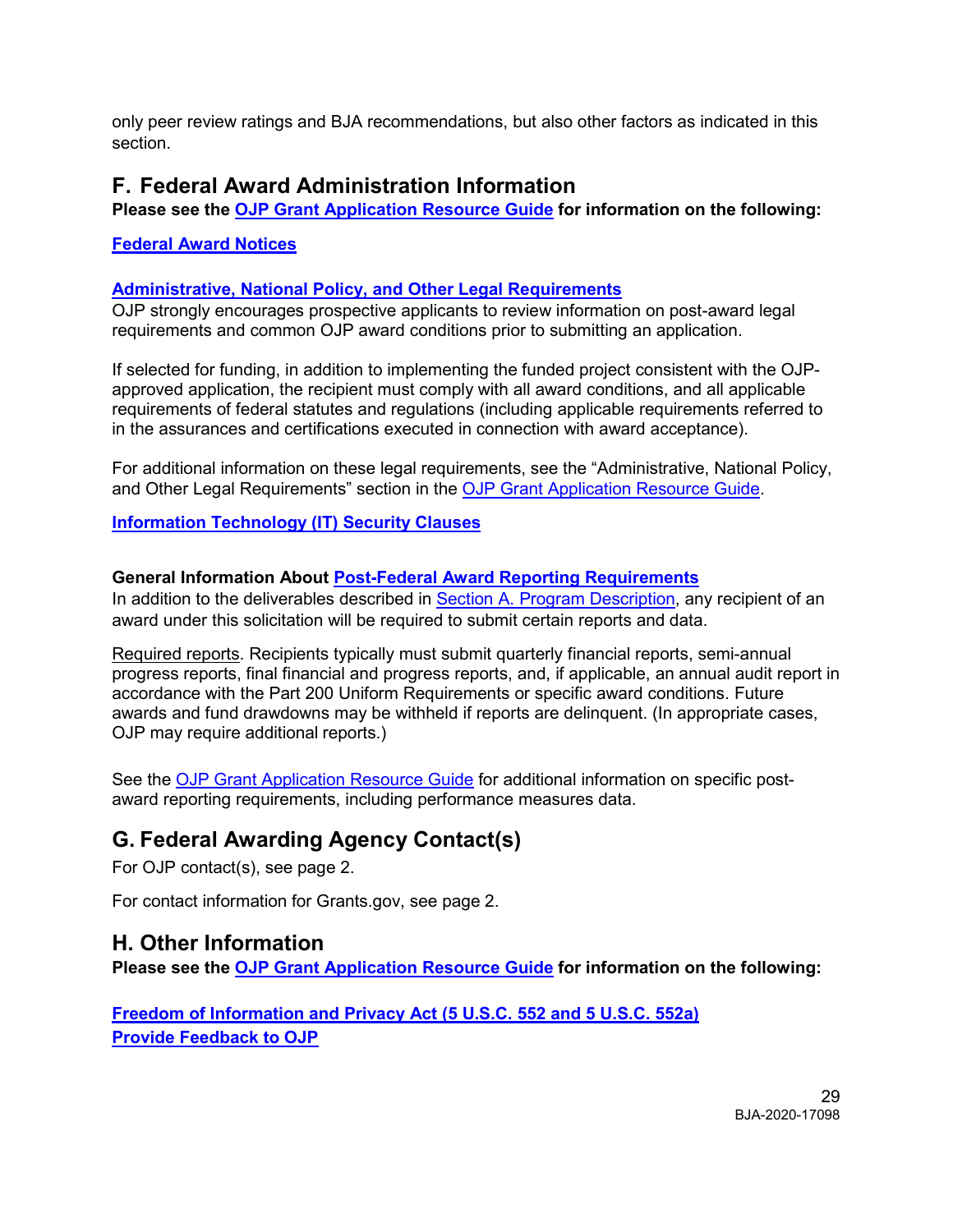only peer review ratings and BJA recommendations, but also other factors as indicated in this section.

## F. Federal Award Administration Information

**Please see the OJP Grant Application Resource Guide for information on the following:**

**Federal Award Notices**

**Administrative, National Policy, and Other Legal Requirements**

OJP strongly encourages prospective applicants to review information on post-award legal requirements and common OJP award conditions prior to submitting an application.

If selected for funding, in addition to implementing the funded project consistent with the OJP-approved application, the recipient must comply with all award conditions, and all applicable requirements of federal statutes and regulations (including applicable requirements referred to in the assurances and certifications executed in connection with award acceptance).

For additional information on these legal requirements, see the "Administrative, National Policy, and Other Legal Requirements" section in the OJP Grant Application Resource Guide.

**Information Technology (IT) Security Clauses**

**General Information About Post-Federal Award Reporting Requirements**

In addition to the deliverables described in Section A. Program Description, any recipient of an award under this solicitation will be required to submit certain reports and data.

Required reports. Recipients typically must submit quarterly financial reports, semi-annual progress reports, final financial and progress reports, and, if applicable, an annual audit report in accordance with the Part 200 Uniform Requirements or specific award conditions. Future awards and fund drawdowns may be withheld if reports are delinquent. (In appropriate cases, OJP may require additional reports.)

See the OJP Grant Application Resource Guide for additional information on specific post-award reporting requirements, including performance measures data.

## G. Federal Awarding Agency Contact(s)

For OJP contact(s), see page 2.

For contact information for Grants.gov, see page 2.

## H. Other Information

**Please see the OJP Grant Application Resource Guide for information on the following:**

**Freedom of Information and Privacy Act (5 U.S.C. 552 and 5 U.S.C. 552a)**
**Provide Feedback to OJP**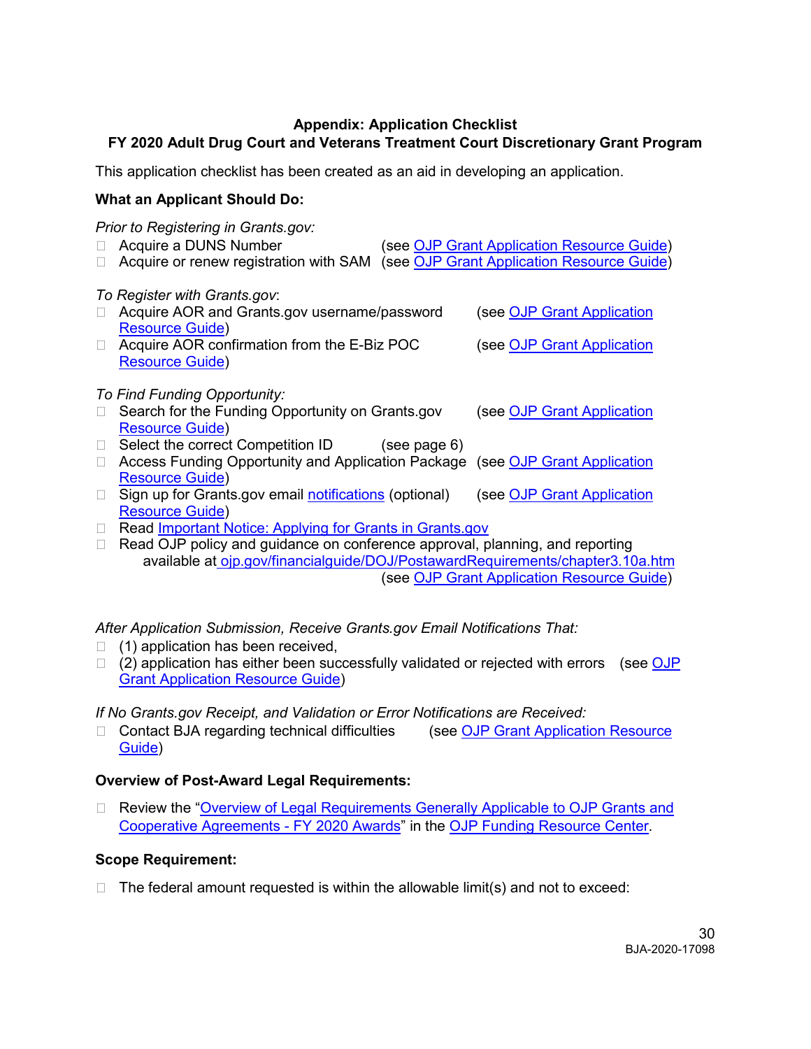## Appendix: Application Checklist

## FY 2020 Adult Drug Court and Veterans Treatment Court Discretionary Grant Program

This application checklist has been created as an aid in developing an application.

**What an Applicant Should Do:**

*Prior to Registering in Grants.gov:*

- ☐ Acquire a DUNS Number (see OJP Grant Application Resource Guide)
- ☐ Acquire or renew registration with SAM (see OJP Grant Application Resource Guide)

*To Register with Grants.gov*:

- ☐ Acquire AOR and Grants.gov username/password (see OJP Grant Application Resource Guide)
- ☐ Acquire AOR confirmation from the E-Biz POC (see OJP Grant Application Resource Guide)

*To Find Funding Opportunity:*

- ☐ Search for the Funding Opportunity on Grants.gov (see OJP Grant Application Resource Guide)
- ☐ Select the correct Competition ID (see page 6)
- ☐ Access Funding Opportunity and Application Package (see OJP Grant Application Resource Guide)
- ☐ Sign up for Grants.gov email notifications (optional) (see OJP Grant Application Resource Guide)
- ☐ Read Important Notice: Applying for Grants in Grants.gov
- ☐ Read OJP policy and guidance on conference approval, planning, and reporting available at ojp.gov/financialguide/DOJ/PostawardRequirements/chapter3.10a.htm (see OJP Grant Application Resource Guide)

*After Application Submission, Receive Grants.gov Email Notifications That:*

- ☐ (1) application has been received,
- ☐ (2) application has either been successfully validated or rejected with errors (see OJP Grant Application Resource Guide)

*If No Grants.gov Receipt, and Validation or Error Notifications are Received:*

- ☐ Contact BJA regarding technical difficulties (see OJP Grant Application Resource Guide)

**Overview of Post-Award Legal Requirements:**

- ☐ Review the "Overview of Legal Requirements Generally Applicable to OJP Grants and Cooperative Agreements - FY 2020 Awards" in the OJP Funding Resource Center.

**Scope Requirement:**

- ☐ The federal amount requested is within the allowable limit(s) and not to exceed: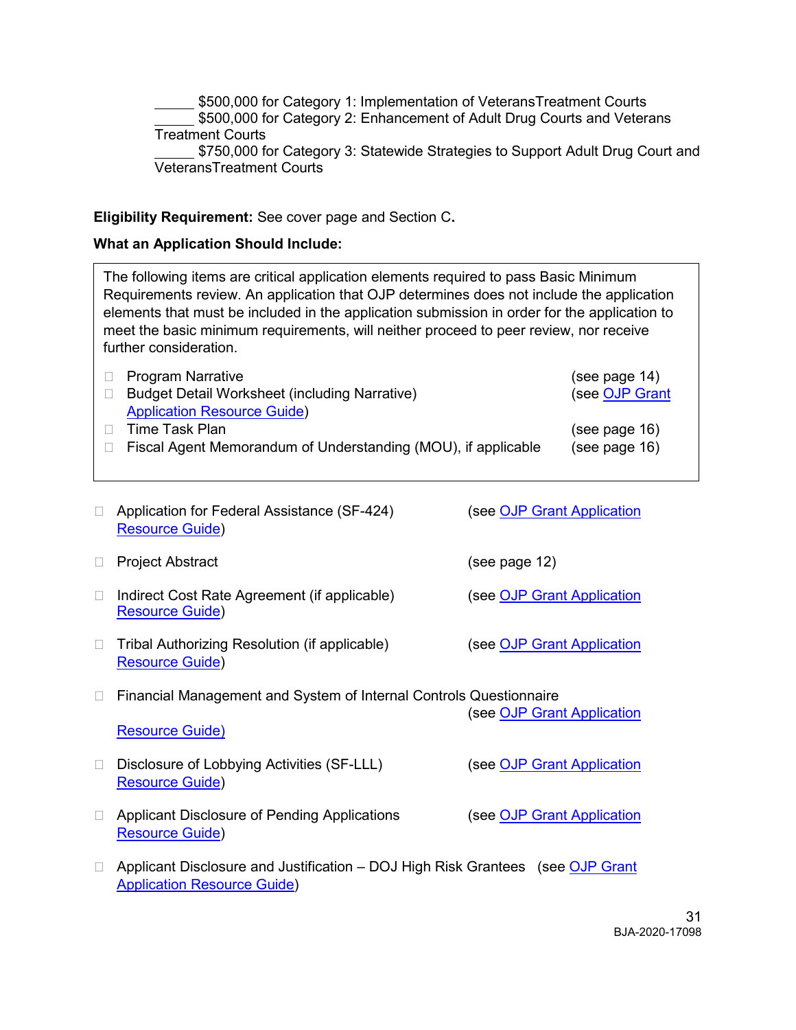_____ $500,000 for Category 1: Implementation of VeteransTreatment Courts
_____ $500,000 for Category 2: Enhancement of Adult Drug Courts and Veterans Treatment Courts
_____ $750,000 for Category 3: Statewide Strategies to Support Adult Drug Court and VeteransTreatment Courts

**Eligibility Requirement:** See cover page and Section C**.**

**What an Application Should Include:**

The following items are critical application elements required to pass Basic Minimum Requirements review. An application that OJP determines does not include the application elements that must be included in the application submission in order for the application to meet the basic minimum requirements, will neither proceed to peer review, nor receive further consideration.

- ☐ Program Narrative (see page 14)
- ☐ Budget Detail Worksheet (including Narrative) (see OJP Grant Application Resource Guide)
- ☐ Time Task Plan (see page 16)
- ☐ Fiscal Agent Memorandum of Understanding (MOU), if applicable (see page 16)

---

- ☐ Application for Federal Assistance (SF-424) (see OJP Grant Application Resource Guide)
- ☐ Project Abstract (see page 12)
- ☐ Indirect Cost Rate Agreement (if applicable) (see OJP Grant Application Resource Guide)
- ☐ Tribal Authorizing Resolution (if applicable) (see OJP Grant Application Resource Guide)
- ☐ Financial Management and System of Internal Controls Questionnaire (see OJP Grant Application Resource Guide)
- ☐ Disclosure of Lobbying Activities (SF-LLL) (see OJP Grant Application Resource Guide)
- ☐ Applicant Disclosure of Pending Applications (see OJP Grant Application Resource Guide)
- ☐ Applicant Disclosure and Justification – DOJ High Risk Grantees (see OJP Grant Application Resource Guide)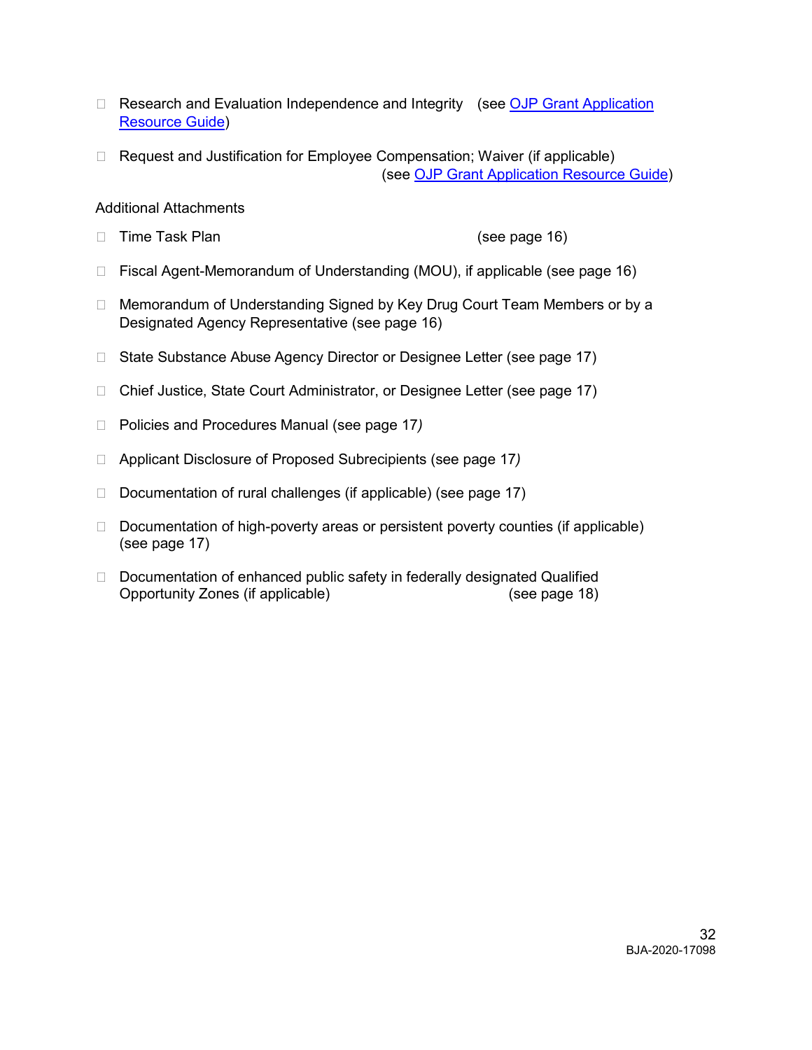- Research and Evaluation Independence and Integrity (see [OJP Grant Application Resource Guide](#))

- Request and Justification for Employee Compensation; Waiver (if applicable) (see [OJP Grant Application Resource Guide](#))

Additional Attachments

- Time Task Plan (see page 16)

- Fiscal Agent-Memorandum of Understanding (MOU), if applicable (see page 16)

- Memorandum of Understanding Signed by Key Drug Court Team Members or by a Designated Agency Representative (see page 16)

- State Substance Abuse Agency Director or Designee Letter (see page 17)

- Chief Justice, State Court Administrator, or Designee Letter (see page 17)

- Policies and Procedures Manual (see page 17*)*

- Applicant Disclosure of Proposed Subrecipients (see page 17*)*

- Documentation of rural challenges (if applicable) (see page 17)

- Documentation of high-poverty areas or persistent poverty counties (if applicable) (see page 17)

- Documentation of enhanced public safety in federally designated Qualified Opportunity Zones (if applicable) (see page 18)